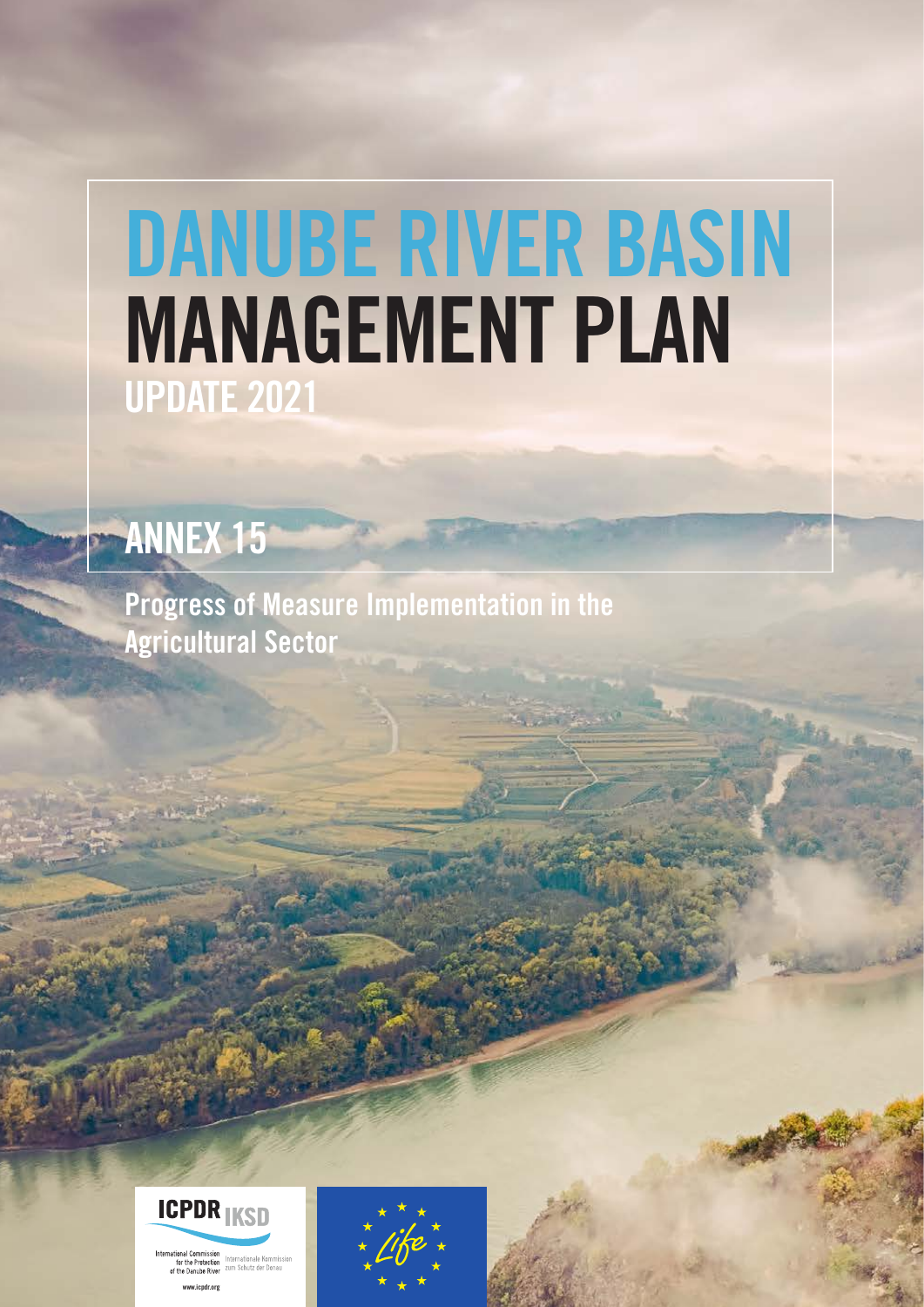# DANUBE RIVER BASIN MANAGEMENT PLAN

## UPDATE 2021

## ANNEX 15

Progress of Measure Implementation in the Agricultural Sector

ICPDR IKSD

International Commission for the Protection of the Danube River

Internationale Kommission zum Schutz der Donau

www.icpdr.org

Life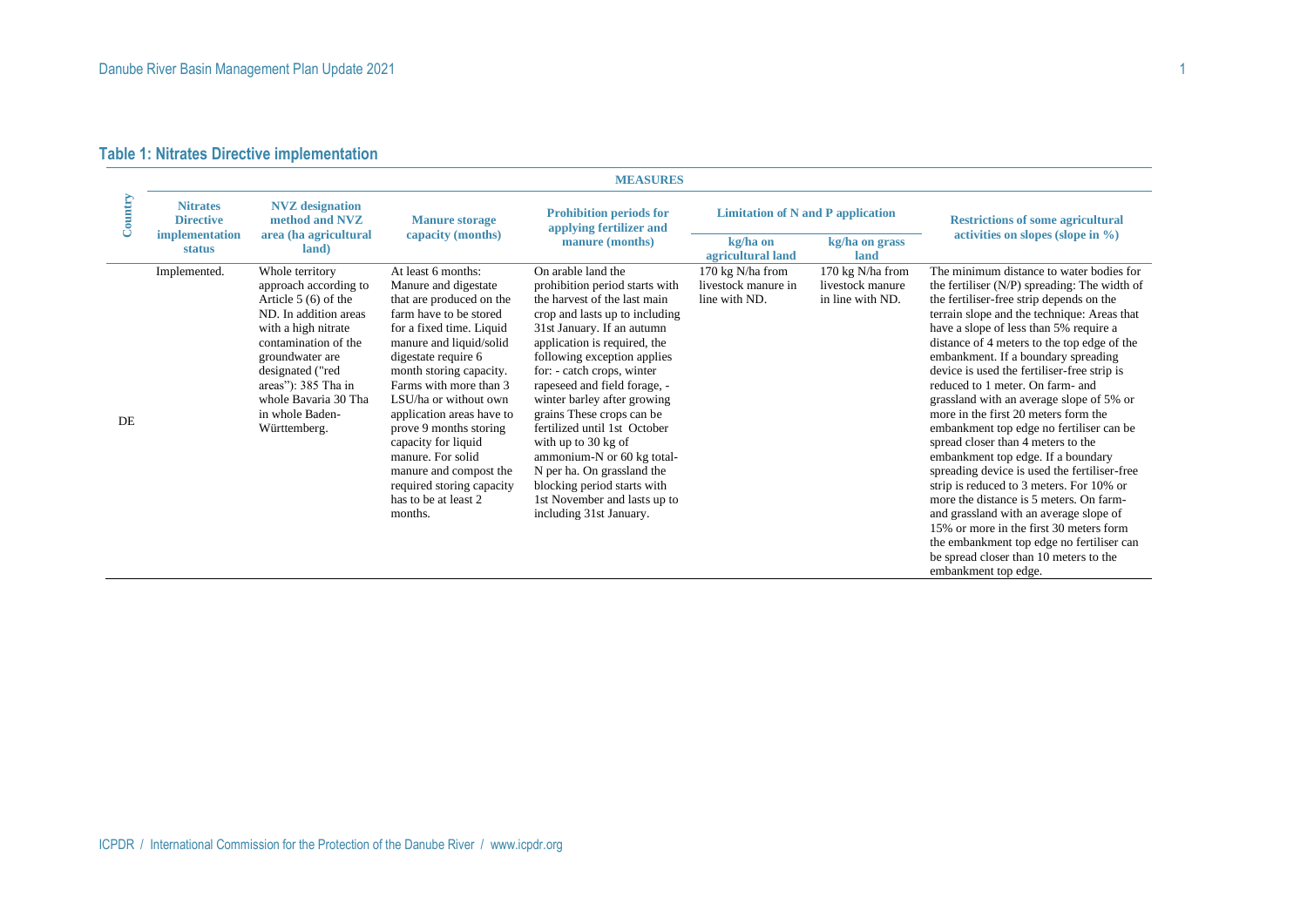## Table 1: Nitrates Directive implementation

| Country | MEASURES | | | | | | |
|---|---|---|---|---|---|---|---|
| | Nitrates Directive implementation status | NVZ designation method and NVZ area (ha agricultural land) | Manure storage capacity (months) | Prohibition periods for applying fertilizer and manure (months) | Limitation of N and P application | | Restrictions of some agricultural activities on slopes (slope in %) |
| | | | | | kg/ha on agricultural land | kg/ha on grass land | |
| DE | Implemented. | Whole territory approach according to Article 5 (6) of the ND. In addition areas with a high nitrate contamination of the groundwater are designated ("red areas"): 385 Tha in whole Bavaria 30 Tha in whole Baden-Württemberg. | At least 6 months: Manure and digestate that are produced on the farm have to be stored for a fixed time. Liquid manure and liquid/solid digestate require 6 month storing capacity. Farms with more than 3 LSU/ha or without own application areas have to prove 9 months storing capacity for liquid manure. For solid manure and compost the required storing capacity has to be at least 2 months. | On arable land the prohibition period starts with the harvest of the last main crop and lasts up to including 31st January. If an autumn application is required, the following exception applies for: - catch crops, winter rapeseed and field forage, - winter barley after growing grains These crops can be fertilized until 1st October with up to 30 kg of ammonium-N or 60 kg total-N per ha. On grassland the blocking period starts with 1st November and lasts up to including 31st January. | 170 kg N/ha from livestock manure in line with ND. | 170 kg N/ha from livestock manure in line with ND. | The minimum distance to water bodies for the fertiliser (N/P) spreading: The width of the fertiliser-free strip depends on the terrain slope and the technique: Areas that have a slope of less than 5% require a distance of 4 meters to the top edge of the embankment. If a boundary spreading device is used the fertiliser-free strip is reduced to 1 meter. On farm- and grassland with an average slope of 5% or more in the first 20 meters form the embankment top edge no fertiliser can be spread closer than 4 meters to the embankment top edge. If a boundary spreading device is used the fertiliser-free strip is reduced to 3 meters. For 10% or more the distance is 5 meters. On farm- and grassland with an average slope of 15% or more in the first 30 meters form the embankment top edge no fertiliser can be spread closer than 10 meters to the embankment top edge. |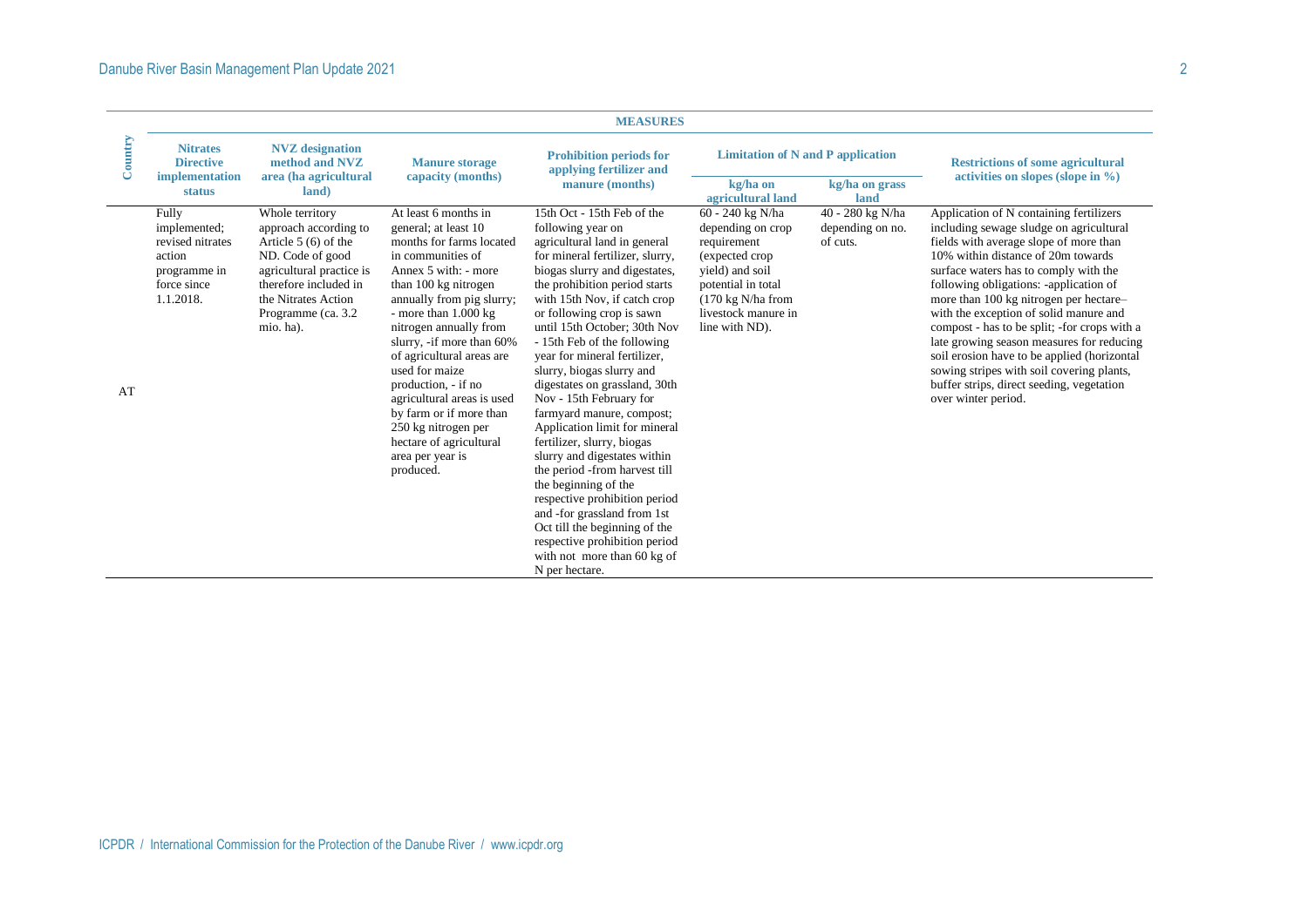| Country | MEASURES | | | | | | |
|---|---|---|---|---|---|---|---|
| | **Nitrates Directive implementation status** | **NVZ designation method and NVZ area (ha agricultural land)** | **Manure storage capacity (months)** | **Prohibition periods for applying fertilizer and manure (months)** | **Limitation of N and P application** | | **Restrictions of some agricultural activities on slopes (slope in %)** |
| | | | | | **kg/ha on agricultural land** | **kg/ha on grass land** | |
| AT | Fully implemented; revised nitrates action programme in force since 1.1.2018. | Whole territory approach according to Article 5 (6) of the ND. Code of good agricultural practice is therefore included in the Nitrates Action Programme (ca. 3.2 mio. ha). | At least 6 months in general; at least 10 months for farms located in communities of Annex 5 with: - more than 100 kg nitrogen annually from pig slurry; - more than 1.000 kg nitrogen annually from slurry, -if more than 60% of agricultural areas are used for maize production, - if no agricultural areas is used by farm or if more than 250 kg nitrogen per hectare of agricultural area per year is produced. | 15th Oct - 15th Feb of the following year on agricultural land in general for mineral fertilizer, slurry, biogas slurry and digestates, the prohibition period starts with 15th Nov, if catch crop or following crop is sawn until 15th October; 30th Nov - 15th Feb of the following year for mineral fertilizer, slurry, biogas slurry and digestates on grassland, 30th Nov - 15th February for farmyard manure, compost; Application limit for mineral fertilizer, slurry, biogas slurry and digestates within the period -from harvest till the beginning of the respective prohibition period and -for grassland from 1st Oct till the beginning of the respective prohibition period with not more than 60 kg of N per hectare. | 60 - 240 kg N/ha depending on crop requirement (expected crop yield) and soil potential in total (170 kg N/ha from livestock manure in line with ND). | 40 - 280 kg N/ha depending on no. of cuts. | Application of N containing fertilizers including sewage sludge on agricultural fields with average slope of more than 10% within distance of 20m towards surface waters has to comply with the following obligations: -application of more than 100 kg nitrogen per hectare– with the exception of solid manure and compost - has to be split; -for crops with a late growing season measures for reducing soil erosion have to be applied (horizontal sowing stripes with soil covering plants, buffer strips, direct seeding, vegetation over winter period. |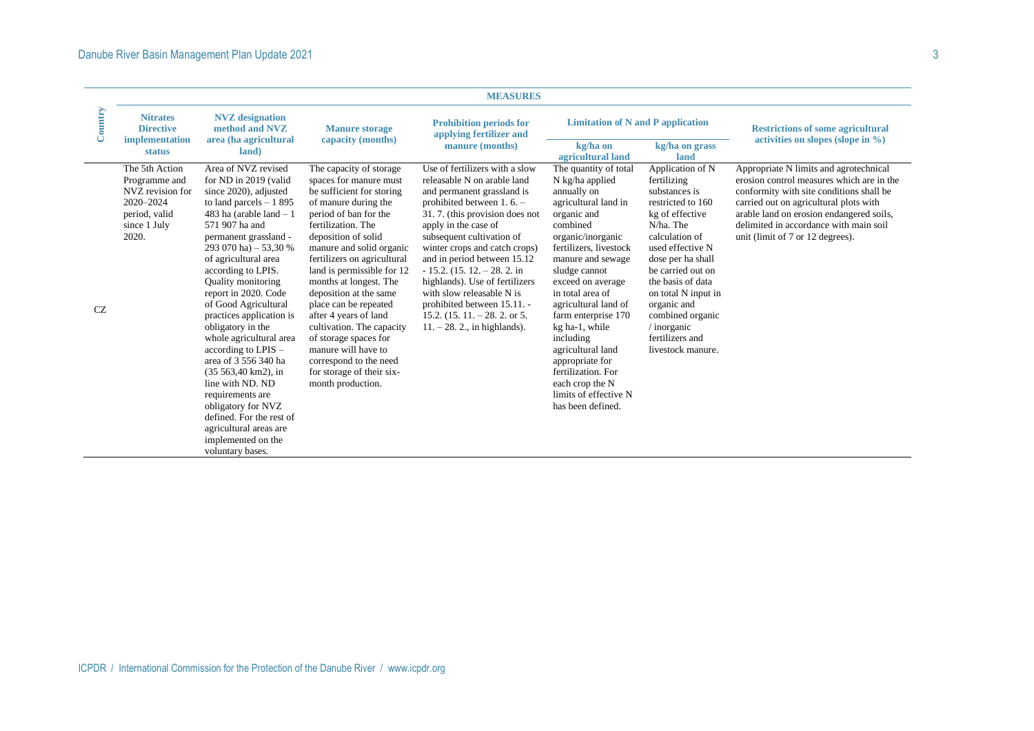| Country | MEASURES | | | | | | |
|---|---|---|---|---|---|---|---|
| | **Nitrates Directive implementation status** | **NVZ designation method and NVZ area (ha agricultural land)** | **Manure storage capacity (months)** | **Prohibition periods for applying fertilizer and manure (months)** | **Limitation of N and P application** | | **Restrictions of some agricultural activities on slopes (slope in %)** |
| | | | | | **kg/ha on agricultural land** | **kg/ha on grass land** | |
| CZ | The 5th Action Programme and NVZ revision for 2020–2024 period, valid since 1 July 2020. | Area of NVZ revised for ND in 2019 (valid since 2020), adjusted to land parcels – 1 895 483 ha (arable land – 1 571 907 ha and permanent grassland - 293 070 ha) – 53,30 % of agricultural area according to LPIS. Quality monitoring report in 2020. Code of Good Agricultural practices application is obligatory in the whole agricultural area according to LPIS – area of 3 556 340 ha (35 563,40 km2), in line with ND. ND requirements are obligatory for NVZ defined. For the rest of agricultural areas are implemented on the voluntary bases. | The capacity of storage spaces for manure must be sufficient for storing of manure during the period of ban for the fertilization. The deposition of solid manure and solid organic fertilizers on agricultural land is permissible for 12 months at longest. The deposition at the same place can be repeated after 4 years of land cultivation. The capacity of storage spaces for manure will have to correspond to the need for storage of their six-month production. | Use of fertilizers with a slow releasable N on arable land and permanent grassland is prohibited between 1. 6. – 31. 7. (this provision does not apply in the case of subsequent cultivation of winter crops and catch crops) and in period between 15.12 - 15.2. (15. 12. – 28. 2. in highlands). Use of fertilizers with slow releasable N is prohibited between 15.11. - 15.2. (15. 11. – 28. 2. or 5. 11. – 28. 2., in highlands). | The quantity of total N kg/ha applied annually on agricultural land in organic and combined organic/inorganic fertilizers, livestock manure and sewage sludge cannot exceed on average in total area of agricultural land of farm enterprise 170 kg ha-1, while including agricultural land appropriate for fertilization. For each crop the N limits of effective N has been defined. | Application of N fertilizing substances is restricted to 160 kg of effective N/ha. The calculation of used effective N dose per ha shall be carried out on the basis of data on total N input in organic and combined organic / inorganic fertilizers and livestock manure. | Appropriate N limits and agrotechnical erosion control measures which are in the conformity with site conditions shall be carried out on agricultural plots with arable land on erosion endangered soils, delimited in accordance with main soil unit (limit of 7 or 12 degrees). |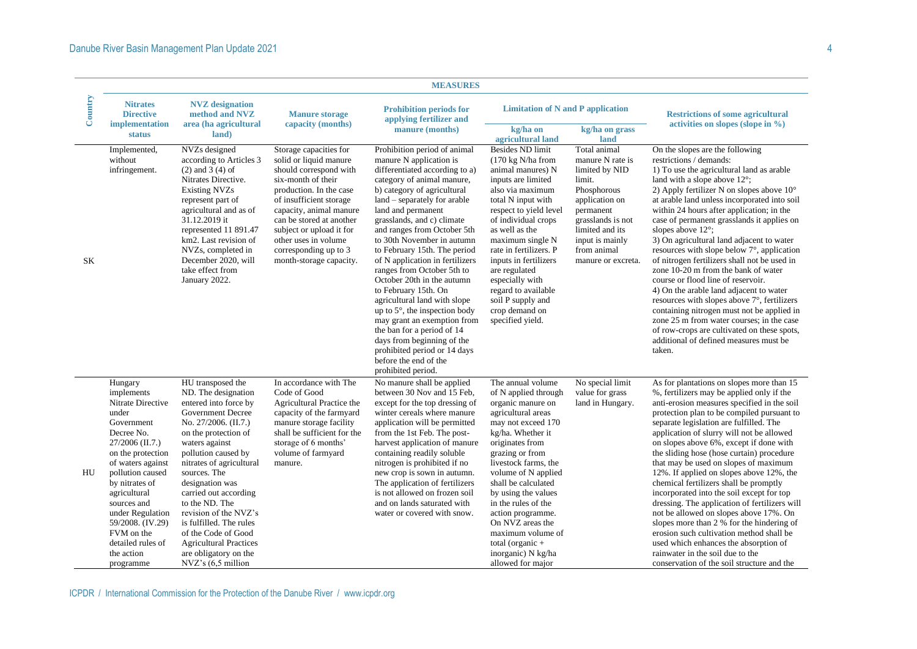| Country | MEASURES | | | | | | |
|---|---|---|---|---|---|---|---|
| | Nitrates Directive implementation status | NVZ designation method and NVZ area (ha agricultural land) | Manure storage capacity (months) | Prohibition periods for applying fertilizer and manure (months) | Limitation of N and P application | | Restrictions of some agricultural activities on slopes (slope in %) |
| | | | | | kg/ha on agricultural land | kg/ha on grass land | |
| SK | Implemented, without infringement. | NVZs designed according to Articles 3 (2) and 3 (4) of Nitrates Directive. Existing NVZs represent part of agricultural and as of 31.12.2019 it represented 11 891.47 km2. Last revision of NVZs, completed in December 2020, will take effect from January 2022. | Storage capacities for solid or liquid manure should correspond with six-month of their production. In the case of insufficient storage capacity, animal manure can be stored at another subject or upload it for other uses in volume corresponding up to 3 month-storage capacity. | Prohibition period of animal manure N application is differentiated according to a) category of animal manure, b) category of agricultural land – separately for arable land and permanent grasslands, and c) climate and ranges from October 5th to 30th November in autumn to February 15th. The period of N application in fertilizers ranges from October 5th to October 20th in the autumn to February 15th. On agricultural land with slope up to 5°, the inspection body may grant an exemption from the ban for a period of 14 days from beginning of the prohibited period or 14 days before the end of the prohibited period. | Besides ND limit (170 kg N/ha from animal manures) N inputs are limited also via maximum total N input with respect to yield level of individual crops as well as the maximum single N rate in fertilizers. P inputs in fertilizers are regulated especially with regard to available soil P supply and crop demand on specified yield. | Total animal manure N rate is limited by NID limit. Phosphorous application on permanent grasslands is not limited and its input is mainly from animal manure or excreta. | On the slopes are the following restrictions / demands:<br>1) To use the agricultural land as arable land with a slope above 12°;<br>2) Apply fertilizer N on slopes above 10° at arable land unless incorporated into soil within 24 hours after application; in the case of permanent grasslands it applies on slopes above 12°;<br>3) On agricultural land adjacent to water resources with slope below 7°, application of nitrogen fertilizers shall not be used in zone 10-20 m from the bank of water course or flood line of reservoir.<br>4) On the arable land adjacent to water resources with slopes above 7°, fertilizers containing nitrogen must not be applied in zone 25 m from water courses; in the case of row-crops are cultivated on these spots, additional of defined measures must be taken. |
| HU | Hungary implements Nitrate Directive under Government Decree No. 27/2006 (II.7.) on the protection of waters against pollution caused by nitrates of agricultural sources and under Regulation 59/2008. (IV.29) FVM on the detailed rules of the action programme | HU transposed the ND. The designation entered into force by Government Decree No. 27/2006. (II.7.) on the protection of waters against pollution caused by nitrates of agricultural sources. The designation was carried out according to the ND. The revision of the NVZ's is fulfilled. The rules of the Code of Good Agricultural Practices are obligatory on the NVZ's (6,5 million | In accordance with The Code of Good Agricultural Practice the capacity of the farmyard manure storage facility shall be sufficient for the storage of 6 months' volume of farmyard manure. | No manure shall be applied between 30 Nov and 15 Feb, except for the top dressing of winter cereals where manure application will be permitted from the 1st Feb. The post-harvest application of manure containing readily soluble nitrogen is prohibited if no new crop is sown in autumn. The application of fertilizers is not allowed on frozen soil and on lands saturated with water or covered with snow. | The annual volume of N applied through organic manure on agricultural areas may not exceed 170 kg/ha. Whether it originates from grazing or from livestock farms, the volume of N applied shall be calculated by using the values in the rules of the action programme. On NVZ areas the maximum volume of total (organic + inorganic) N kg/ha allowed for major | No special limit value for grass land in Hungary. | As for plantations on slopes more than 15 %, fertilizers may be applied only if the anti-erosion measures specified in the soil protection plan to be compiled pursuant to separate legislation are fulfilled. The application of slurry will not be allowed on slopes above 6%, except if done with the sliding hose (hose curtain) procedure that may be used on slopes of maximum 12%. If applied on slopes above 12%, the chemical fertilizers shall be promptly incorporated into the soil except for top dressing. The application of fertilizers will not be allowed on slopes above 17%. On slopes more than 2 % for the hindering of erosion such cultivation method shall be used which enhances the absorption of rainwater in the soil due to the conservation of the soil structure and the |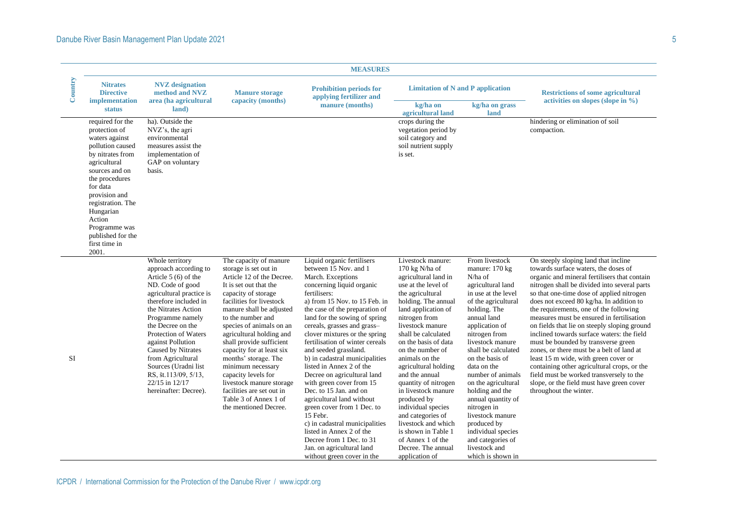| Country | MEASURES | | | | | | |
|---|---|---|---|---|---|---|---|
| | Nitrates Directive implementation status | NVZ designation method and NVZ area (ha agricultural land) | Manure storage capacity (months) | Prohibition periods for applying fertilizer and manure (months) | Limitation of N and P application | | Restrictions of some agricultural activities on slopes (slope in %) |
| | | | | | kg/ha on agricultural land | kg/ha on grass land | |
| | required for the protection of waters against pollution caused by nitrates from agricultural sources and on the procedures for data provision and registration. The Hungarian Action Programme was published for the first time in 2001. | ha). Outside the NVZ's, the agri environmental measures assist the implementation of GAP on voluntary basis. | | | crops during the vegetation period by soil category and soil nutrient supply is set. | | hindering or elimination of soil compaction. |
| SI | | Whole territory approach according to Article 5 (6) of the ND. Code of good agricultural practice is therefore included in the Nitrates Action Programme namely the Decree on the Protection of Waters against Pollution Caused by Nitrates from Agricultural Sources (Uradni list RS, št.113/09, 5/13, 22/15 in 12/17 hereinafter: Decree). | The capacity of manure storage is set out in Article 12 of the Decree. It is set out that the capacity of storage facilities for livestock manure shall be adjusted to the number and species of animals on an agricultural holding and shall provide sufficient capacity for at least six months' storage. The minimum necessary capacity levels for livestock manure storage facilities are set out in Table 3 of Annex 1 of the mentioned Decree. | Liquid organic fertilisers between 15 Nov. and 1 March. Exceptions concerning liquid organic fertilisers:<br>a) from 15 Nov. to 15 Feb. in the case of the preparation of land for the sowing of spring cereals, grasses and grass–clover mixtures or the spring fertilisation of winter cereals and seeded grassland.<br>b) in cadastral municipalities listed in Annex 2 of the Decree on agricultural land with green cover from 15 Dec. to 15 Jan. and on agricultural land without green cover from 1 Dec. to 15 Febr.<br>c) in cadastral municipalities listed in Annex 2 of the Decree from 1 Dec. to 31 Jan. on agricultural land without green cover in the | Livestock manure: 170 kg N/ha of agricultural land in use at the level of the agricultural holding. The annual land application of nitrogen from livestock manure shall be calculated on the basis of data on the number of animals on the agricultural holding and the annual quantity of nitrogen in livestock manure produced by individual species and categories of livestock and which is shown in Table 1 of Annex 1 of the Decree. The annual application of | From livestock manure: 170 kg N/ha of agricultural land in use at the level of the agricultural holding. The annual land application of nitrogen from livestock manure shall be calculated on the basis of data on the number of animals on the agricultural holding and the annual quantity of nitrogen in livestock manure produced by individual species and categories of livestock and which is shown in | On steeply sloping land that incline towards surface waters, the doses of organic and mineral fertilisers that contain nitrogen shall be divided into several parts so that one-time dose of applied nitrogen does not exceed 80 kg/ha. In addition to the requirements, one of the following measures must be ensured in fertilisation on fields that lie on steeply sloping ground inclined towards surface waters: the field must be bounded by transverse green zones, or there must be a belt of land at least 15 m wide, with green cover or containing other agricultural crops, or the field must be worked transversely to the slope, or the field must have green cover throughout the winter. |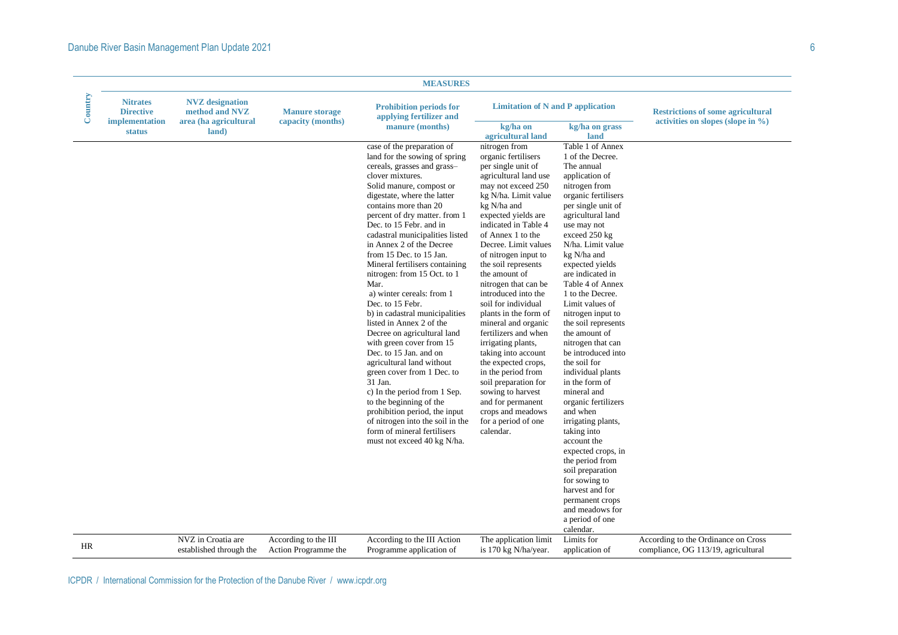| Country | MEASURES | | | | | | |
|---|---|---|---|---|---|---|---|
| | Nitrates Directive implementation status | NVZ designation method and NVZ area (ha agricultural land) | Manure storage capacity (months) | Prohibition periods for applying fertilizer and manure (months) | Limitation of N and P application | | Restrictions of some agricultural activities on slopes (slope in %) |
| | | | | | kg/ha on agricultural land | kg/ha on grass land | |
| | | | | case of the preparation of land for the sowing of spring cereals, grasses and grass–clover mixtures. Solid manure, compost or digestate, where the latter contains more than 20 percent of dry matter. from 1 Dec. to 15 Febr. and in cadastral municipalities listed in Annex 2 of the Decree from 15 Dec. to 15 Jan. Mineral fertilisers containing nitrogen: from 15 Oct. to 1 Mar. a) winter cereals: from 1 Dec. to 15 Febr. b) in cadastral municipalities listed in Annex 2 of the Decree on agricultural land with green cover from 15 Dec. to 15 Jan. and on agricultural land without green cover from 1 Dec. to 31 Jan. c) In the period from 1 Sep. to the beginning of the prohibition period, the input of nitrogen into the soil in the form of mineral fertilisers must not exceed 40 kg N/ha. | nitrogen from organic fertilisers per single unit of agricultural land use may not exceed 250 kg N/ha. Limit value kg N/ha and expected yields are indicated in Table 4 of Annex 1 to the Decree. Limit values of nitrogen input to the soil represents the amount of nitrogen that can be introduced into the soil for individual plants in the form of mineral and organic fertilizers and when irrigating plants, taking into account the expected crops, in the period from soil preparation for sowing to harvest and for permanent crops and meadows for a period of one calendar. | Table 1 of Annex 1 of the Decree. The annual application of nitrogen from organic fertilisers per single unit of agricultural land use may not exceed 250 kg N/ha. Limit value kg N/ha and expected yields are indicated in Table 4 of Annex 1 to the Decree. Limit values of nitrogen input to the soil represents the amount of nitrogen that can be introduced into the soil for individual plants in the form of mineral and organic fertilizers and when irrigating plants, taking into account the expected crops, in the period from soil preparation for sowing to harvest and for permanent crops and meadows for a period of one calendar. | |
| HR | | NVZ in Croatia are established through the | According to the III Action Programme the | According to the III Action Programme application of | The application limit is 170 kg N/ha/year. | Limits for application of | According to the Ordinance on Cross compliance, OG 113/19, agricultural |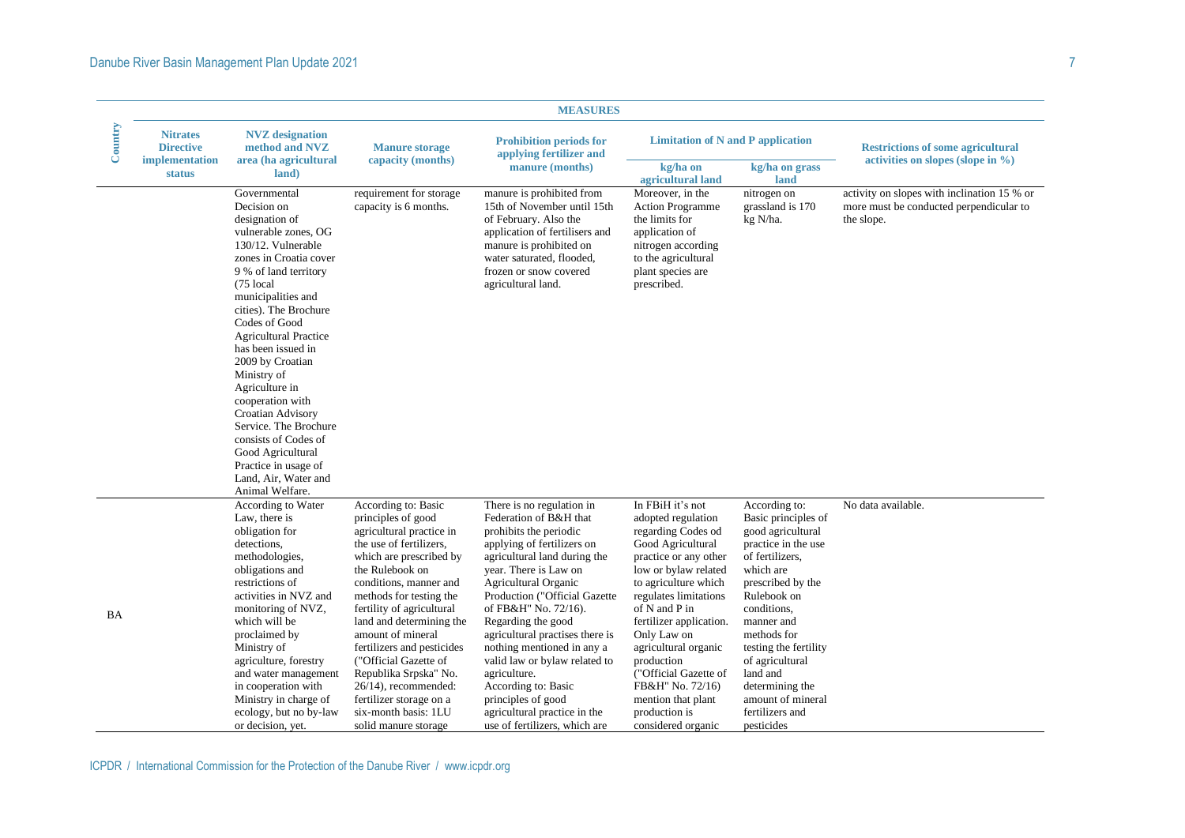| Country | MEASURES | | | | | | |
|---|---|---|---|---|---|---|---|
| | Nitrates Directive implementation status | NVZ designation method and NVZ area (ha agricultural land) | Manure storage capacity (months) | Prohibition periods for applying fertilizer and manure (months) | Limitation of N and P application | | Restrictions of some agricultural activities on slopes (slope in %) |
| | | | | | kg/ha on agricultural land | kg/ha on grass land | |
| | | Governmental Decision on designation of vulnerable zones, OG 130/12. Vulnerable zones in Croatia cover 9 % of land territory (75 local municipalities and cities). The Brochure Codes of Good Agricultural Practice has been issued in 2009 by Croatian Ministry of Agriculture in cooperation with Croatian Advisory Service. The Brochure consists of Codes of Good Agricultural Practice in usage of Land, Air, Water and Animal Welfare. | requirement for storage capacity is 6 months. | manure is prohibited from 15th of November until 15th of February. Also the application of fertilisers and manure is prohibited on water saturated, flooded, frozen or snow covered agricultural land. | Moreover, in the Action Programme the limits for application of nitrogen according to the agricultural plant species are prescribed. | nitrogen on grassland is 170 kg N/ha. | activity on slopes with inclination 15 % or more must be conducted perpendicular to the slope. |
| BA | | According to Water Law, there is obligation for detections, methodologies, obligations and restrictions of activities in NVZ and monitoring of NVZ, which will be proclaimed by Ministry of agriculture, forestry and water management in cooperation with Ministry in charge of ecology, but no by-law or decision, yet. | According to: Basic principles of good agricultural practice in the use of fertilizers, which are prescribed by the Rulebook on conditions, manner and methods for testing the fertility of agricultural land and determining the amount of mineral fertilizers and pesticides ("Official Gazette of Republika Srpska" No. 26/14), recommended: fertilizer storage on a six-month basis: 1LU solid manure storage | There is no regulation in Federation of B&H that prohibits the periodic applying of fertilizers on agricultural land during the year. There is Law on Agricultural Organic Production ("Official Gazette of FB&H" No. 72/16). Regarding the good agricultural practises there is nothing mentioned in any a valid law or bylaw related to agriculture. According to: Basic principles of good agricultural practice in the use of fertilizers, which are | In FBiH it's not adopted regulation regarding Codes od Good Agricultural practice or any other low or bylaw related to agriculture which regulates limitations of N and P in fertilizer application. Only Law on agricultural organic production ("Official Gazette of FB&H" No. 72/16) mention that plant production is considered organic | According to: Basic principles of good agricultural practice in the use of fertilizers, which are prescribed by the Rulebook on conditions, manner and methods for testing the fertility of agricultural land and determining the amount of mineral fertilizers and pesticides | No data available. |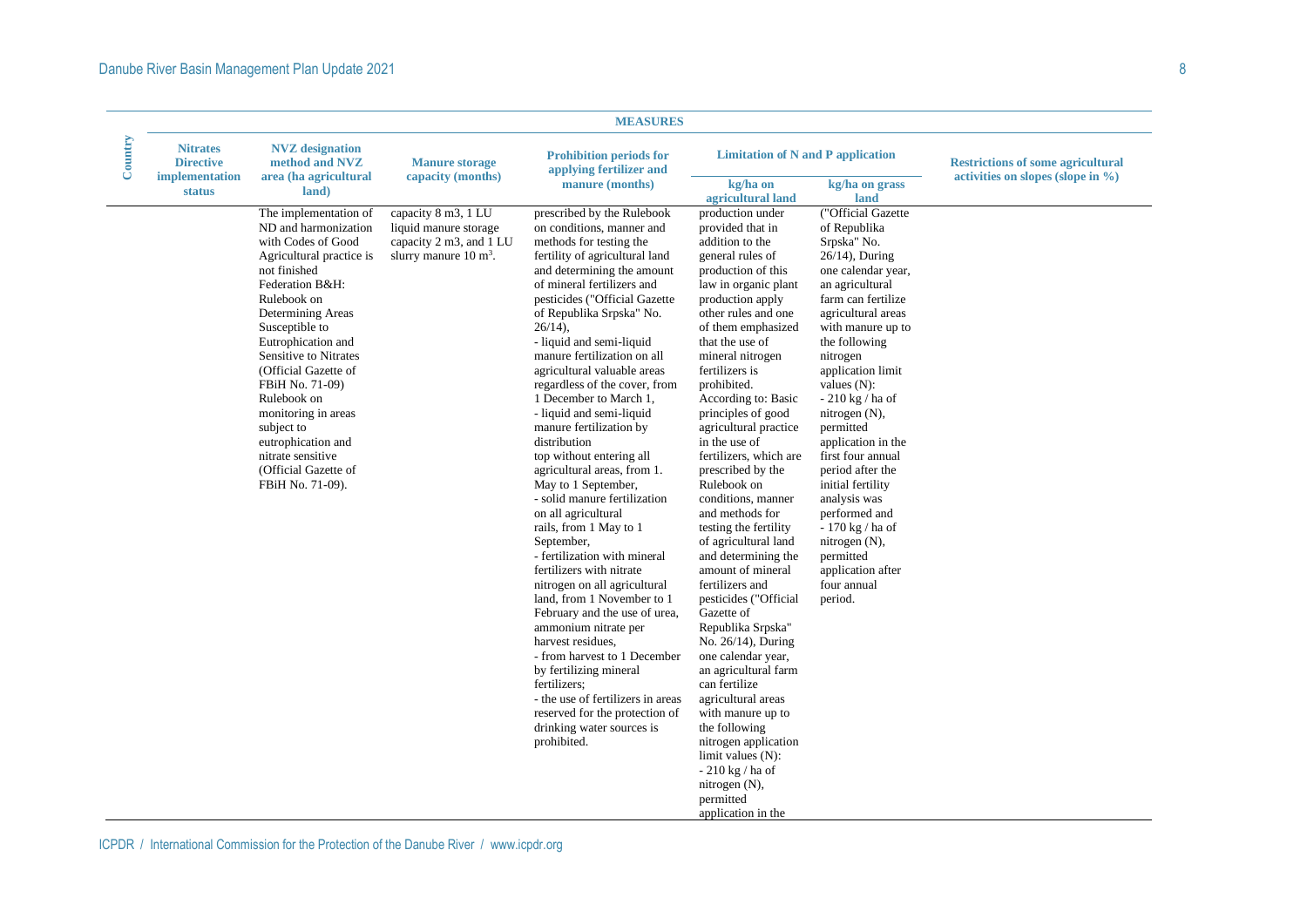| Country | Nitrates Directive implementation status | NVZ designation method and NVZ area (ha agricultural land) | Manure storage capacity (months) | Prohibition periods for applying fertilizer and manure (months) | Limitation of N and P application | | Restrictions of some agricultural activities on slopes (slope in %) |
|---|---|---|---|---|---|---|---|
| | | | | | kg/ha on agricultural land | kg/ha on grass land | |
| | | The implementation of ND and harmonization with Codes of Good Agricultural practice is not finished Federation B&H: Rulebook on Determining Areas Susceptible to Eutrophication and Sensitive to Nitrates (Official Gazette of FBiH No. 71-09) Rulebook on monitoring in areas subject to eutrophication and nitrate sensitive (Official Gazette of FBiH No. 71-09). | capacity 8 m3, 1 LU liquid manure storage capacity 2 m3, and 1 LU slurry manure 10 $m^3$. | prescribed by the Rulebook on conditions, manner and methods for testing the fertility of agricultural land and determining the amount of mineral fertilizers and pesticides ("Official Gazette of Republika Srpska" No. 26/14),<br>- liquid and semi-liquid manure fertilization on all agricultural valuable areas regardless of the cover, from 1 December to March 1,<br>- liquid and semi-liquid manure fertilization by distribution top without entering all agricultural areas, from 1. May to 1 September,<br>- solid manure fertilization on all agricultural rails, from 1 May to 1 September,<br>- fertilization with mineral fertilizers with nitrate nitrogen on all agricultural land, from 1 November to 1 February and the use of urea, ammonium nitrate per harvest residues,<br>- from harvest to 1 December by fertilizing mineral fertilizers;<br>- the use of fertilizers in areas reserved for the protection of drinking water sources is prohibited. | production under provided that in addition to the general rules of production of this law in organic plant production apply other rules and one of them emphasized that the use of mineral nitrogen fertilizers is prohibited. According to: Basic principles of good agricultural practice in the use of fertilizers, which are prescribed by the Rulebook on conditions, manner and methods for testing the fertility of agricultural land and determining the amount of mineral fertilizers and pesticides ("Official Gazette of Republika Srpska" No. 26/14), During one calendar year, an agricultural farm can fertilize agricultural areas with manure up to the following nitrogen application limit values (N):<br>- 210 kg / ha of nitrogen (N), permitted application in the | ("Official Gazette of Republika Srpska" No. 26/14), During one calendar year, an agricultural farm can fertilize agricultural areas with manure up to the following nitrogen application limit values (N):<br>- 210 kg / ha of nitrogen (N), permitted application in the first four annual period after the initial fertility analysis was performed and<br>- 170 kg / ha of nitrogen (N), permitted application after four annual period. | |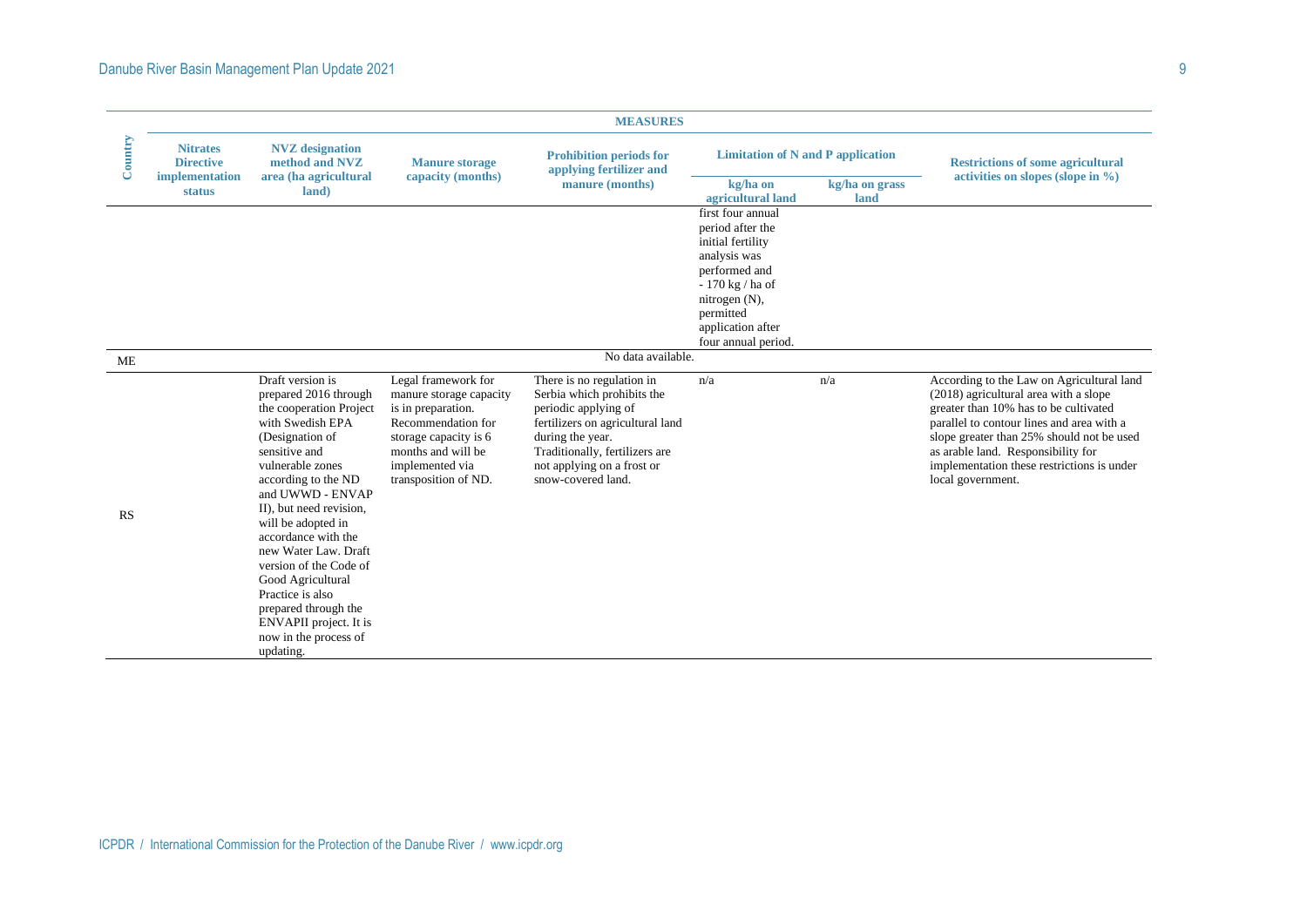| Country | MEASURES | | | | | | |
|---|---|---|---|---|---|---|---|
| | Nitrates Directive implementation status | NVZ designation method and NVZ area (ha agricultural land) | Manure storage capacity (months) | Prohibition periods for applying fertilizer and manure (months) | Limitation of N and P application | | Restrictions of some agricultural activities on slopes (slope in %) |
| | | | | | kg/ha on agricultural land | kg/ha on grass land | |
| | | | | | first four annual period after the initial fertility analysis was performed and - 170 kg / ha of nitrogen (N), permitted application after four annual period. | | |
| ME | No data available. | | | | | | |
| RS | | Draft version is prepared 2016 through the cooperation Project with Swedish EPA (Designation of sensitive and vulnerable zones according to the ND and UWWD - ENVAP II), but need revision, will be adopted in accordance with the new Water Law. Draft version of the Code of Good Agricultural Practice is also prepared through the ENVAPII project. It is now in the process of updating. | Legal framework for manure storage capacity is in preparation. Recommendation for storage capacity is 6 months and will be implemented via transposition of ND. | There is no regulation in Serbia which prohibits the periodic applying of fertilizers on agricultural land during the year. Traditionally, fertilizers are not applying on a frost or snow-covered land. | n/a | n/a | According to the Law on Agricultural land (2018) agricultural area with a slope greater than 10% has to be cultivated parallel to contour lines and area with a slope greater than 25% should not be used as arable land. Responsibility for implementation these restrictions is under local government. |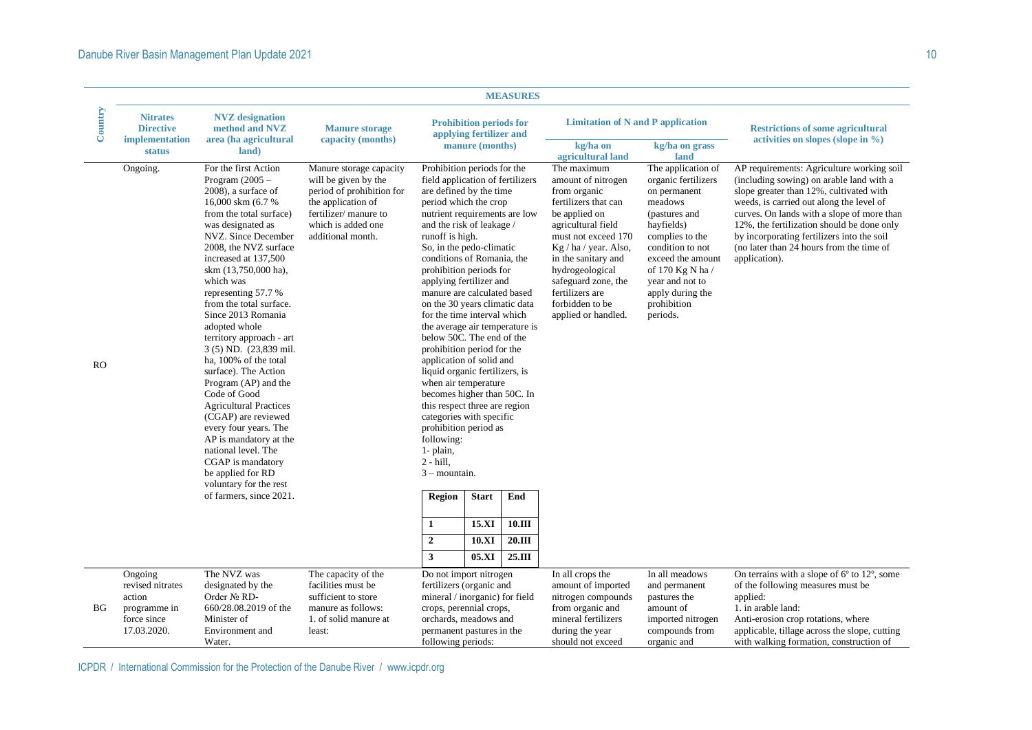| Country | MEASURES | | | | | | |
|---|---|---|---|---|---|---|---|
| | Nitrates Directive implementation status | NVZ designation method and NVZ area (ha agricultural land) | Manure storage capacity (months) | Prohibition periods for applying fertilizer and manure (months) | Limitation of N and P application | | Restrictions of some agricultural activities on slopes (slope in %) |
| | | | | | kg/ha on agricultural land | kg/ha on grass land | |
| RO | Ongoing. | For the first Action Program (2005 – 2008), a surface of 16,000 skm (6.7 % from the total surface) was designated as NVZ. Since December 2008, the NVZ surface increased at 137,500 skm (13,750,000 ha), which was representing 57.7 % from the total surface. Since 2013 Romania adopted whole territory approach - art 3 (5) ND. (23,839 mil. ha, 100% of the total surface). The Action Program (AP) and the Code of Good Agricultural Practices (CGAP) are reviewed every four years. The AP is mandatory at the national level. The CGAP is mandatory be applied for RD voluntary for the rest of farmers, since 2021. | Manure storage capacity will be given by the period of prohibition for the application of fertilizer/ manure to which is added one additional month. | Prohibition periods for the field application of fertilizers are defined by the time period which the crop nutrient requirements are low and the risk of leakage / runoff is high. So, in the pedo-climatic conditions of Romania, the prohibition periods for applying fertilizer and manure are calculated based on the 30 years climatic data for the time interval which the average air temperature is below 50C. The end of the prohibition period for the application of solid and liquid organic fertilizers, is when air temperature becomes higher than 50C. In this respect three are region categories with specific prohibition period as following: 1- plain, 2 - hill, 3 – mountain.<br><br>**Region** / **Start** / **End**<br>**1** / **15.XI** / **10.III**<br>**2** / **10.XI** / **20.III**<br>**3** / **05.XI** / **25.III** | The maximum amount of nitrogen from organic fertilizers that can be applied on agricultural field must not exceed 170 Kg / ha / year. Also, in the sanitary and hydrogeological safeguard zone, the fertilizers are forbidden to be applied or handled. | The application of organic fertilizers on permanent meadows (pastures and hayfields) complies to the condition to not exceed the amount of 170 Kg N ha / year and not to apply during the prohibition periods. | AP requirements: Agriculture working soil (including sowing) on arable land with a slope greater than 12%, cultivated with weeds, is carried out along the level of curves. On lands with a slope of more than 12%, the fertilization should be done only by incorporating fertilizers into the soil (no later than 24 hours from the time of application). |
| BG | Ongoing revised nitrates action programme in force since 17.03.2020. | The NVZ was designated by the Order № RD-660/28.08.2019 of the Minister of Environment and Water. | The capacity of the facilities must be sufficient to store manure as follows: 1. of solid manure at least: | Do not import nitrogen fertilizers (organic and mineral / inorganic) for field crops, perennial crops, orchards, meadows and permanent pastures in the following periods: | In all crops the amount of imported nitrogen compounds from organic and mineral fertilizers during the year should not exceed | In all meadows and permanent pastures the amount of imported nitrogen compounds from organic and | On terrains with a slope of 6º to 12º, some of the following measures must be applied: 1. in arable land: Anti-erosion crop rotations, where applicable, tillage across the slope, cutting with walking formation, construction of |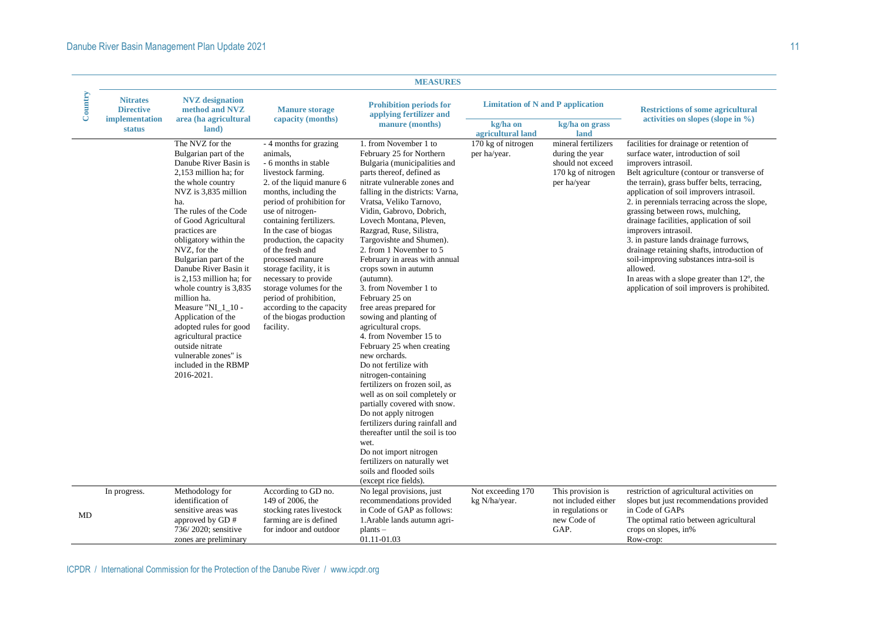| Country | MEASURES | | | | | | |
|---|---|---|---|---|---|---|---|
| | Nitrates Directive implementation status | NVZ designation method and NVZ area (ha agricultural land) | Manure storage capacity (months) | Prohibition periods for applying fertilizer and manure (months) | Limitation of N and P application | | Restrictions of some agricultural activities on slopes (slope in %) |
| | | | | | kg/ha on agricultural land | kg/ha on grass land | |
| | | The NVZ for the Bulgarian part of the Danube River Basin is 2,153 million ha; for the whole country NVZ is 3,835 million ha. The rules of the Code of Good Agricultural practices are obligatory within the NVZ, for the Bulgarian part of the Danube River Basin it is 2,153 million ha; for whole country is 3,835 million ha. Measure "NI_1_10 - Application of the adopted rules for good agricultural practice outside nitrate vulnerable zones" is included in the RBMP 2016-2021. | - 4 months for grazing animals, - 6 months in stable livestock farming. 2. of the liquid manure 6 months, including the period of prohibition for use of nitrogen-containing fertilizers. In the case of biogas production, the capacity of the fresh and processed manure storage facility, it is necessary to provide storage volumes for the period of prohibition, according to the capacity of the biogas production facility. | 1. from November 1 to February 25 for Northern Bulgaria (municipalities and parts thereof, defined as nitrate vulnerable zones and falling in the districts: Varna, Vratsa, Veliko Tarnovo, Vidin, Gabrovo, Dobrich, Lovech Montana, Pleven, Razgrad, Ruse, Silistra, Targovishte and Shumen). 2. from 1 November to 5 February in areas with annual crops sown in autumn (autumn). 3. from November 1 to February 25 on free areas prepared for sowing and planting of agricultural crops. 4. from November 15 to February 25 when creating new orchards. Do not fertilize with nitrogen-containing fertilizers on frozen soil, as well as on soil completely or partially covered with snow. Do not apply nitrogen fertilizers during rainfall and thereafter until the soil is too wet. Do not import nitrogen fertilizers on naturally wet soils and flooded soils (except rice fields). | 170 kg of nitrogen per ha/year. | mineral fertilizers during the year should not exceed 170 kg of nitrogen per ha/year | facilities for drainage or retention of surface water, introduction of soil improvers intrasoil. Belt agriculture (contour or transverse of the terrain), grass buffer belts, terracing, application of soil improvers intrasoil. 2. in perennials terracing across the slope, grassing between rows, mulching, drainage facilities, application of soil improvers intrasoil. 3. in pasture lands drainage furrows, drainage retaining shafts, introduction of soil-improving substances intra-soil is allowed. In areas with a slope greater than 12º, the application of soil improvers is prohibited. |
| MD | In progress. | Methodology for identification of sensitive areas was approved by GD # 736/ 2020; sensitive zones are preliminary | According to GD no. 149 of 2006, the stocking rates livestock farming are defined for indoor and outdoor | No legal provisions, just recommendations provided in Code of GAP as follows: 1.Arable lands autumn agri-plants – 01.11-01.03 | Not exceeding 170 kg N/ha/year. | This provision is not included either in regulations or new Code of GAP. | restriction of agricultural activities on slopes but just recommendations provided in Code of GAPs The optimal ratio between agricultural crops on slopes, in% Row-crop: |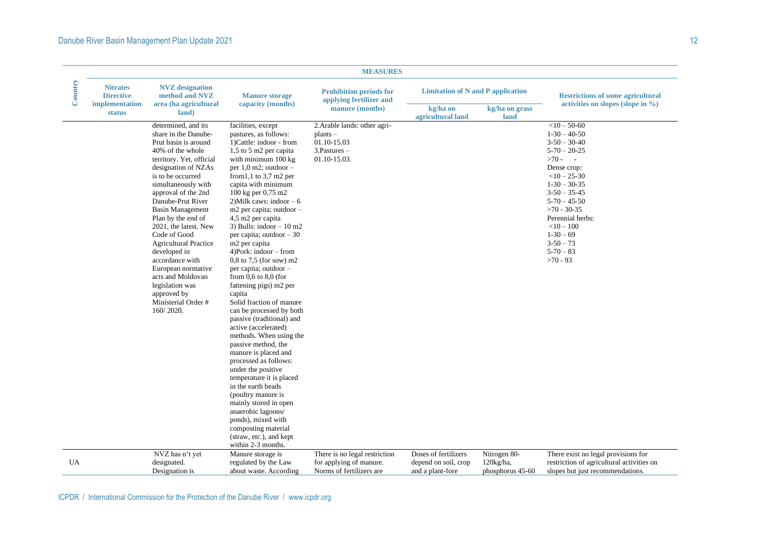| Country | Nitrates Directive implementation status | NVZ designation method and NVZ area (ha agricultural land) | Manure storage capacity (months) | Prohibition periods for applying fertilizer and manure (months) | Limitation of N and P application | | Restrictions of some agricultural activities on slopes (slope in %) |
|---|---|---|---|---|---|---|---|
| | | | | | kg/ha on agricultural land | kg/ha on grass land | |
| | | determined, and its share in the Danube-Prut basin is around 40% of the whole territory. Yet, official designation of NZAs is to be occurred simultaneously with approval of the 2nd Danube-Prut River Basin Management Plan by the end of 2021, the latest. New Code of Good Agricultural Practice developed in accordance with European normative acts and Moldovan legislation was approved by Ministerial Order # 160/ 2020. | facilities, except pastures, as follows: 1)Cattle: indoor - from 1,5 to 5 m2 per capita with minimum 100 kg per 1,0 m2; outdoor – from1,1 to 3,7 m2 per capita with minimum 100 kg per 0,75 m2 2)Milk caws: indoor – 6 m2 per capita; outdoor – 4,5 m2 per capita 3) Bulls: indoor – 10 m2 per capita; outdoor – 30 m2 per capita 4)Pork: indoor – from 0,8 to 7,5 (for sow) m2 per capita; outdoor – from 0,6 to 8,0 (for fattening pigs) m2 per capita Solid fraction of manure can be processed by both passive (traditional) and active (accelerated) methods. When using the passive method, the manure is placed and processed as follows: under the positive temperature it is placed in the earth beads (poultry manure is mainly stored in open anaerobic lagoons/ ponds), mixed with composting material (straw, etc.), and kept within 2-3 months. | 2.Arable lands: other agri-plants – 01.10-15.03 3.Pastures – 01.10-15.03. | | | <10 – 50-60 1-30 – 40-50 3-50 – 30-40 5-70 – 20-25 >70 - - Dense crop: <10 – 25-30 1-30 – 30-35 3-50 – 35-45 5-70 – 45-50 >70 - 30-35 Perennial herbs: <10 – 100 1-30 – 69 3-50 – 73 5-70 – 83 >70 - 93 |
| UA | | NVZ has n't yet designated. Designation is | Manure storage is regulated by the Law about waste. According | There is no legal restriction for applying of manure. Norms of fertilizers are | Doses of fertilizers depend on soil, crop and a plant-fore | Nitrogen 80-120kg/ha, phosphorus 45-60 | There exist no legal provisions for restriction of agricultural activities on slopes but just recommendations. |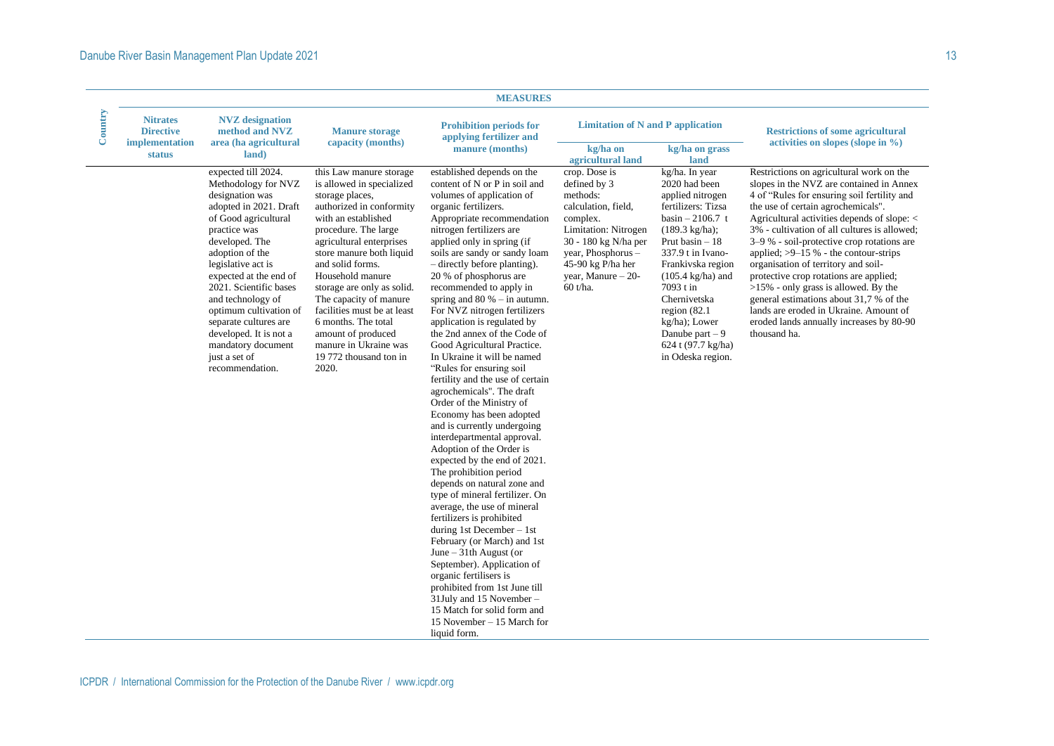| Country | MEASURES | | | | | | |
|---|---|---|---|---|---|---|---|
| | Nitrates Directive implementation status | NVZ designation method and NVZ area (ha agricultural land) | Manure storage capacity (months) | Prohibition periods for applying fertilizer and manure (months) | Limitation of N and P application | | Restrictions of some agricultural activities on slopes (slope in %) |
| | | | | | kg/ha on agricultural land | kg/ha on grass land | |
| | | expected till 2024. Methodology for NVZ designation was adopted in 2021. Draft of Good agricultural practice was developed. The adoption of the legislative act is expected at the end of 2021. Scientific bases and technology of optimum cultivation of separate cultures are developed. It is not a mandatory document just a set of recommendation. | this Law manure storage is allowed in specialized storage places, authorized in conformity with an established procedure. The large agricultural enterprises store manure both liquid and solid forms. Household manure storage are only as solid. The capacity of manure facilities must be at least 6 months. The total amount of produced manure in Ukraine was 19 772 thousand ton in 2020. | established depends on the content of N or P in soil and volumes of application of organic fertilizers. Appropriate recommendation nitrogen fertilizers are applied only in spring (if soils are sandy or sandy loam – directly before planting). 20 % of phosphorus are recommended to apply in spring and 80 % – in autumn. For NVZ nitrogen fertilizers application is regulated by the 2nd annex of the Code of Good Agricultural Practice. In Ukraine it will be named "Rules for ensuring soil fertility and the use of certain agrochemicals". The draft Order of the Ministry of Economy has been adopted and is currently undergoing interdepartmental approval. Adoption of the Order is expected by the end of 2021. The prohibition period depends on natural zone and type of mineral fertilizer. On average, the use of mineral fertilizers is prohibited during 1st December – 1st February (or March) and 1st June – 31th August (or September). Application of organic fertilisers is prohibited from 1st June till 31July and 15 November – 15 Match for solid form and 15 November – 15 March for liquid form. | crop. Dose is defined by 3 methods: calculation, field, complex. Limitation: Nitrogen 30 - 180 kg N/ha per year, Phosphorus – 45-90 kg P/ha her year, Manure – 20-60 t/ha. | kg/ha. In year 2020 had been applied nitrogen fertilizers: Tizsa basin – 2106.7 t (189.3 kg/ha); Prut basin – 18 337.9 t in Ivano-Frankivska region (105.4 kg/ha) and 7093 t in Chernivetska region (82.1 kg/ha); Lower Danube part – 9 624 t (97.7 kg/ha) in Odeska region. | Restrictions on agricultural work on the slopes in the NVZ are contained in Annex 4 of "Rules for ensuring soil fertility and the use of certain agrochemicals". Agricultural activities depends of slope: < 3% - cultivation of all cultures is allowed; 3–9 % - soil-protective crop rotations are applied; >9–15 % - the contour-strips organisation of territory and soil-protective crop rotations are applied; >15% - only grass is allowed. By the general estimations about 31,7 % of the lands are eroded in Ukraine. Amount of eroded lands annually increases by 80-90 thousand ha. |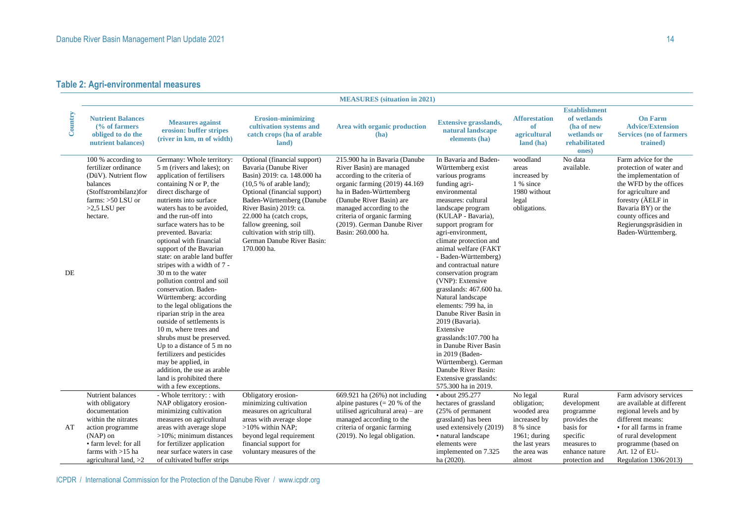## Table 2: Agri-environmental measures

| Country | MEASURES (situation in 2021) | | | | | | | |
|---|---|---|---|---|---|---|---|---|
| | **Nutrient Balances (% of farmers obliged to do the nutrient balances)** | **Measures against erosion: buffer stripes (river in km, m of width)** | **Erosion-minimizing cultivation systems and catch crops (ha of arable land)** | **Area with organic production (ha)** | **Extensive grasslands, natural landscape elements (ha)** | **Afforestation of agricultural land (ha)** | **Establishment of wetlands (ha of new wetlands or rehabilitated ones)** | **On Farm Advice/Extension Services (no of farmers trained)** |
| DE | 100 % according to fertilizer ordinance (DüV). Nutrient flow balances (Stoffstrombilanz)for farms: >50 LSU or >2,5 LSU per hectare. | Germany: Whole territory: 5 m (rivers and lakes); on application of fertilisers containing N or P, the direct discharge of nutrients into surface waters has to be avoided, and the run-off into surface waters has to be prevented. Bavaria: optional with financial support of the Bavarian state: on arable land buffer stripes with a width of 7 - 30 m to the water pollution control and soil conservation. Baden-Württemberg: according to the legal obligations the riparian strip in the area outside of settlements is 10 m, where trees and shrubs must be preserved. Up to a distance of 5 m no fertilizers and pesticides may be applied, in addition, the use as arable land is prohibited there with a few exceptions. | Optional (financial support) Bavaria (Danube River Basin) 2019: ca. 148.000 ha (10,5 % of arable land); Optional (financial support) Baden-Württemberg (Danube River Basin) 2019: ca. 22.000 ha (catch crops, fallow greening, soil cultivation with strip till). German Danube River Basin: 170.000 ha. | 215.900 ha in Bavaria (Danube River Basin) are managed according to the criteria of organic farming (2019) 44.169 ha in Baden-Württemberg (Danube River Basin) are managed according to the criteria of organic farming (2019). German Danube River Basin: 260.000 ha. | In Bavaria and Baden-Württemberg exist various programs funding agri-environmental measures: cultural landscape program (KULAP - Bavaria), support program for agri-environment, climate protection and animal welfare (FAKT - Baden-Württemberg) and contractual nature conservation program (VNP): Extensive grasslands: 467.600 ha. Natural landscape elements: 799 ha, in Danube River Basin in 2019 (Bavaria). Extensive grasslands:107.700 ha in Danube River Basin in 2019 (Baden-Württemberg). German Danube River Basin: Extensive grasslands: 575.300 ha in 2019. | woodland areas increased by 1 % since 1980 without legal obligations. | No data available. | Farm advice for the protection of water and the implementation of the WFD by the offices for agriculture and forestry (ÄELF in Bavaria BY) or the county offices and Regierungspräsidien in Baden-Württemberg. |
| AT | Nutrient balances with obligatory documentation within the nitrates action programme (NAP) on<br>• farm level: for all farms with >15 ha agricultural land, >2 | - Whole territory: : with NAP obligatory erosion-minimizing cultivation measures on agricultural areas with average slope >10%; minimum distances for fertilizer application near surface waters in case of cultivated buffer strips | Obligatory erosion-minimizing cultivation measures on agricultural areas with average slope >10% within NAP; beyond legal requirement financial support for voluntary measures of the | 669.921 ha (26%) not including alpine pastures (= 20 % of the utilised agricultural area) – are managed according to the criteria of organic farming (2019). No legal obligation. | • about 295.277 hectares of grassland (25% of permanent grassland) has been used extensively (2019)<br>• natural landscape elements were implemented on 7.325 ha (2020). | No legal obligation; wooded area increased by 8 % since 1961; during the last years the area was almost | Rural development programme provides the basis for specific measures to enhance nature protection and | Farm advisory services are available at different regional levels and by different means:<br>• for all farms in frame of rural development programme (based on Art. 12 of EU-Regulation 1306/2013) |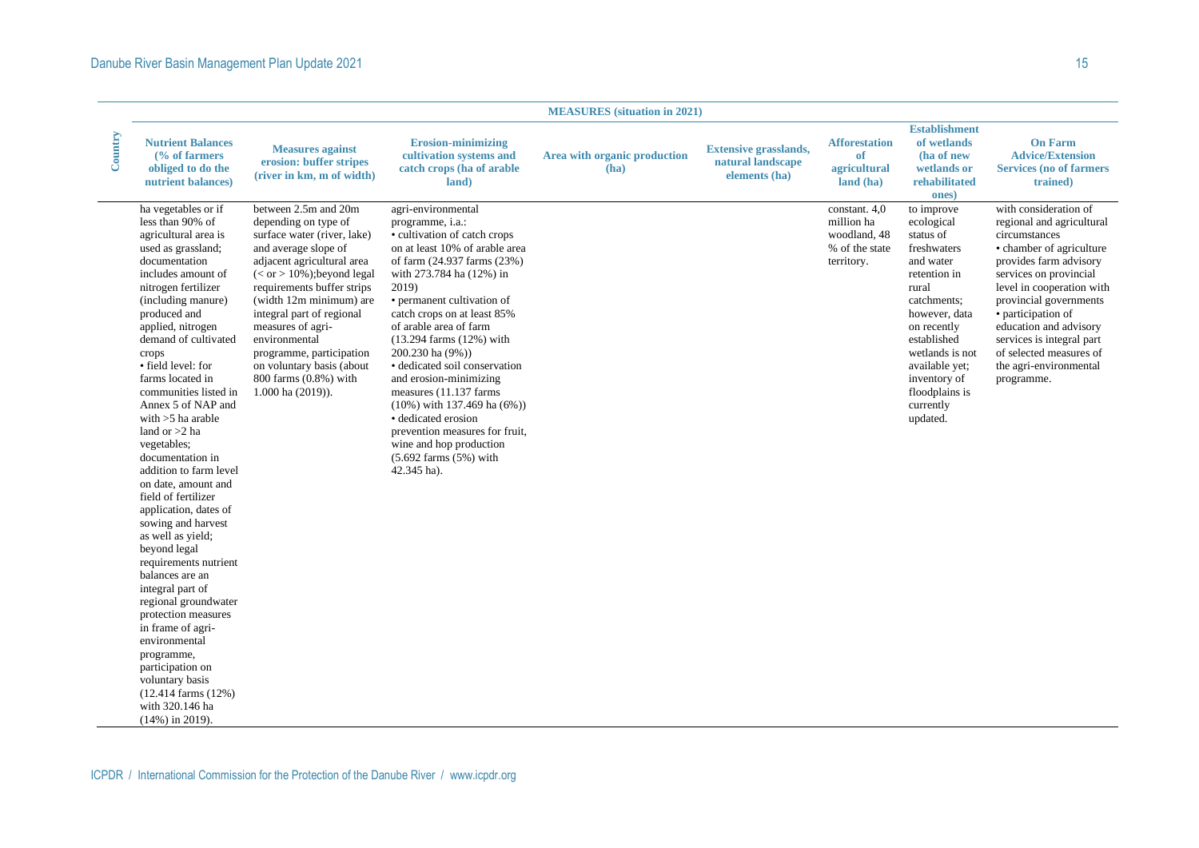| Country | MEASURES (situation in 2021) | | | | | | | |
|---|---|---|---|---|---|---|---|---|
| | **Nutrient Balances (% of farmers obliged to do the nutrient balances)** | **Measures against erosion: buffer stripes (river in km, m of width)** | **Erosion-minimizing cultivation systems and catch crops (ha of arable land)** | **Area with organic production (ha)** | **Extensive grasslands, natural landscape elements (ha)** | **Afforestation of agricultural land (ha)** | **Establishment of wetlands (ha of new wetlands or rehabilitated ones)** | **On Farm Advice/Extension Services (no of farmers trained)** |
| | ha vegetables or if less than 90% of agricultural area is used as grassland; documentation includes amount of nitrogen fertilizer (including manure) produced and applied, nitrogen demand of cultivated crops • field level: for farms located in communities listed in Annex 5 of NAP and with >5 ha arable land or >2 ha vegetables; documentation in addition to farm level on date, amount and field of fertilizer application, dates of sowing and harvest as well as yield; beyond legal requirements nutrient balances are an integral part of regional groundwater protection measures in frame of agri-environmental programme, participation on voluntary basis (12.414 farms (12%) with 320.146 ha (14%) in 2019). | between 2.5m and 20m depending on type of surface water (river, lake) and average slope of adjacent agricultural area (< or > 10%);beyond legal requirements buffer strips (width 12m minimum) are integral part of regional measures of agri-environmental programme, participation on voluntary basis (about 800 farms (0.8%) with 1.000 ha (2019)). | agri-environmental programme, i.a.: • cultivation of catch crops on at least 10% of arable area of farm (24.937 farms (23%) with 273.784 ha (12%) in 2019) • permanent cultivation of catch crops on at least 85% of arable area of farm (13.294 farms (12%) with 200.230 ha (9%)) • dedicated soil conservation and erosion-minimizing measures (11.137 farms (10%) with 137.469 ha (6%)) • dedicated erosion prevention measures for fruit, wine and hop production (5.692 farms (5%) with 42.345 ha). | | | constant. 4,0 million ha woodland, 48 % of the state territory. | to improve ecological status of freshwaters and water retention in rural catchments; however, data on recently established wetlands is not available yet; inventory of floodplains is currently updated. | with consideration of regional and agricultural circumstances • chamber of agriculture provides farm advisory services on provincial level in cooperation with provincial governments • participation of education and advisory services is integral part of selected measures of the agri-environmental programme. |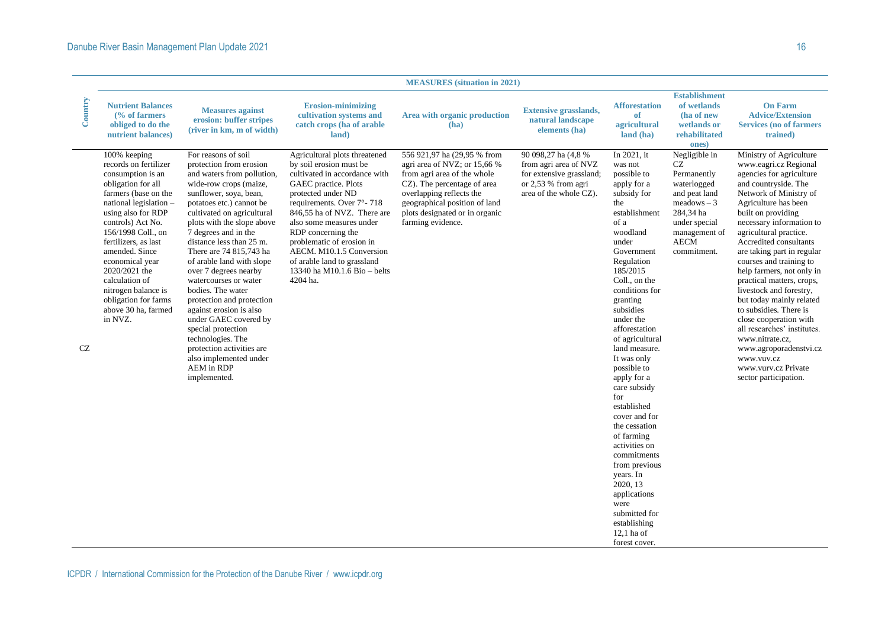| Country | MEASURES (situation in 2021) | | | | | | | |
|---|---|---|---|---|---|---|---|---|
| | Nutrient Balances (% of farmers obliged to do the nutrient balances) | Measures against erosion: buffer stripes (river in km, m of width) | Erosion-minimizing cultivation systems and catch crops (ha of arable land) | Area with organic production (ha) | Extensive grasslands, natural landscape elements (ha) | Afforestation of agricultural land (ha) | Establishment of wetlands (ha of new wetlands or rehabilitated ones) | On Farm Advice/Extension Services (no of farmers trained) |
| CZ | 100% keeping records on fertilizer consumption is an obligation for all farmers (base on the national legislation – using also for RDP controls) Act No. 156/1998 Coll., on fertilizers, as last amended. Since economical year 2020/2021 the calculation of nitrogen balance is obligation for farms above 30 ha, farmed in NVZ. | For reasons of soil protection from erosion and waters from pollution, wide-row crops (maize, sunflower, soya, bean, potatoes etc.) cannot be cultivated on agricultural plots with the slope above 7 degrees and in the distance less than 25 m. There are 74 815,743 ha of arable land with slope over 7 degrees nearby watercourses or water bodies. The water protection and protection against erosion is also under GAEC covered by special protection technologies. The protection activities are also implemented under AEM in RDP implemented. | Agricultural plots threatened by soil erosion must be cultivated in accordance with GAEC practice. Plots protected under ND requirements. Over 7°- 718 846,55 ha of NVZ. There are also some measures under RDP concerning the problematic of erosion in AECM. M10.1.5 Conversion of arable land to grassland 13340 ha M10.1.6 Bio – belts 4204 ha. | 556 921,97 ha (29,95 % from agri area of NVZ; or 15,66 % from agri area of the whole CZ). The percentage of area overlapping reflects the geographical position of land plots designated or in organic farming evidence. | 90 098,27 ha (4,8 % from agri area of NVZ for extensive grassland; or 2,53 % from agri area of the whole CZ). | In 2021, it was not possible to apply for a subsidy for the establishment of a woodland under Government Regulation 185/2015 Coll., on the conditions for granting subsidies under the afforestation of agricultural land measure. It was only possible to apply for a care subsidy for established cover and for the cessation of farming activities on commitments from previous years. In 2020, 13 applications were submitted for establishing 12,1 ha of forest cover. | Negligible in CZ Permanently waterlogged and peat land meadows – 3 284,34 ha under special management of AECM commitment. | Ministry of Agriculture www.eagri.cz Regional agencies for agriculture and countryside. The Network of Ministry of Agriculture has been built on providing necessary information to agricultural practice. Accredited consultants are taking part in regular courses and training to help farmers, not only in practical matters, crops, livestock and forestry, but today mainly related to subsidies. There is close cooperation with all researches' institutes. www.nitrate.cz, www.agroporadenstvi.cz www.vuv.cz www.vurv.cz Private sector participation. |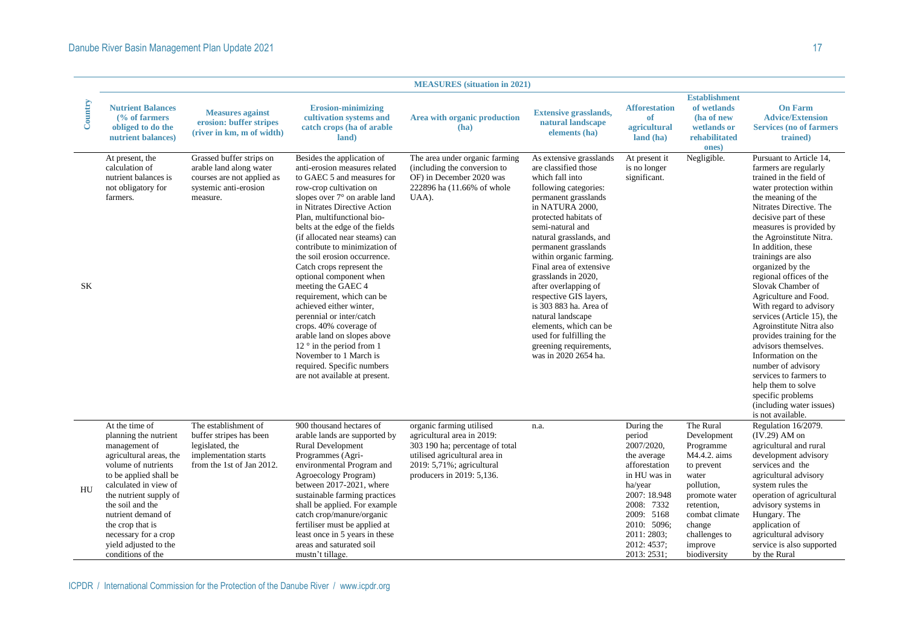| Country | MEASURES (situation in 2021) | | | | | | | |
|---|---|---|---|---|---|---|---|---|
| | **Nutrient Balances (% of farmers obliged to do the nutrient balances)** | **Measures against erosion: buffer stripes (river in km, m of width)** | **Erosion-minimizing cultivation systems and catch crops (ha of arable land)** | **Area with organic production (ha)** | **Extensive grasslands, natural landscape elements (ha)** | **Afforestation of agricultural land (ha)** | **Establishment of wetlands (ha of new wetlands or rehabilitated ones)** | **On Farm Advice/Extension Services (no of farmers trained)** |
| SK | At present, the calculation of nutrient balances is not obligatory for farmers. | Grassed buffer strips on arable land along water courses are not applied as systemic anti-erosion measure. | Besides the application of anti-erosion measures related to GAEC 5 and measures for row-crop cultivation on slopes over 7° on arable land in Nitrates Directive Action Plan, multifunctional bio-belts at the edge of the fields (if allocated near steams) can contribute to minimization of the soil erosion occurrence. Catch crops represent the optional component when meeting the GAEC 4 requirement, which can be achieved either winter, perennial or inter/catch crops. 40% coverage of arable land on slopes above 12 ° in the period from 1 November to 1 March is required. Specific numbers are not available at present. | The area under organic farming (including the conversion to OF) in December 2020 was 222896 ha (11.66% of whole UAA). | As extensive grasslands are classified those which fall into following categories: permanent grasslands in NATURA 2000, protected habitats of semi-natural and natural grasslands, and permanent grasslands within organic farming. Final area of extensive grasslands in 2020, after overlapping of respective GIS layers, is 303 883 ha. Area of natural landscape elements, which can be used for fulfilling the greening requirements, was in 2020 2654 ha. | At present it is no longer significant. | Negligible. | Pursuant to Article 14, farmers are regularly trained in the field of water protection within the meaning of the Nitrates Directive. The decisive part of these measures is provided by the Agroinstitute Nitra. In addition, these trainings are also organized by the regional offices of the Slovak Chamber of Agriculture and Food. With regard to advisory services (Article 15), the Agroinstitute Nitra also provides training for the advisors themselves. Information on the number of advisory services to farmers to help them to solve specific problems (including water issues) is not available. |
| HU | At the time of planning the nutrient management of agricultural areas, the volume of nutrients to be applied shall be calculated in view of the nutrient supply of the soil and the nutrient demand of the crop that is necessary for a crop yield adjusted to the conditions of the | The establishment of buffer stripes has been legislated, the implementation starts from the 1st of Jan 2012. | 900 thousand hectares of arable lands are supported by Rural Development Programmes (Agri-environmental Program and Agroecology Program) between 2017-2021, where sustainable farming practices shall be applied. For example catch crop/manure/organic fertiliser must be applied at least once in 5 years in these areas and saturated soil mustn't tillage. | organic farming utilised agricultural area in 2019: 303 190 ha; percentage of total utilised agricultural area in 2019: 5,71%; agricultural producers in 2019: 5,136. | n.a. | During the period 2007/2020, the average afforestation in HU was in ha/year 2007: 18.948 2008: 7332 2009: 5168 2010: 5096; 2011: 2803; 2012: 4537; 2013: 2531; | The Rural Development Programme M4.4.2. aims to prevent water pollution, promote water retention, combat climate change challenges to improve biodiversity | Regulation 16/2079. (IV.29) AM on agricultural and rural development advisory services and the agricultural advisory system rules the operation of agricultural advisory systems in Hungary. The application of agricultural advisory service is also supported by the Rural |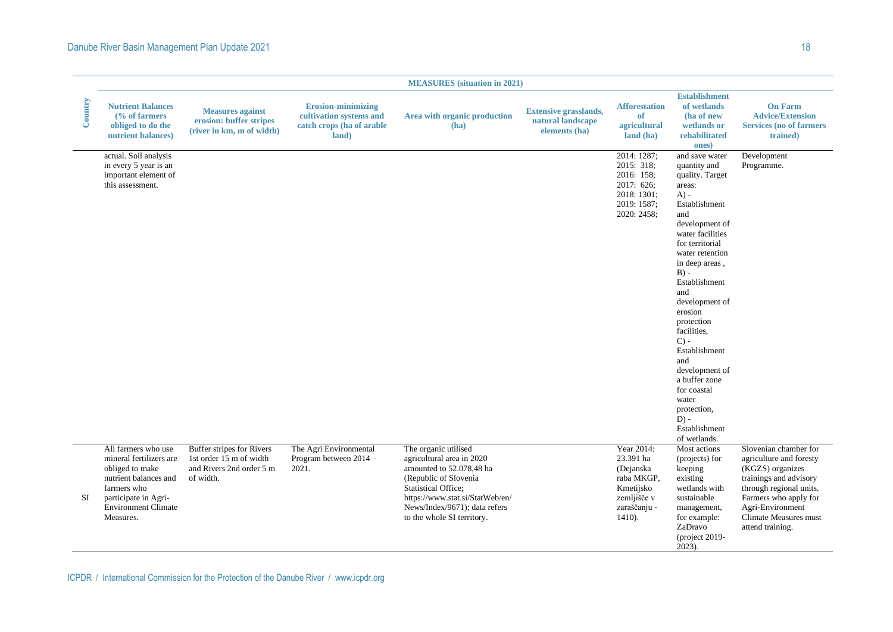| Country | MEASURES (situation in 2021) | | | | | | | |
|---|---|---|---|---|---|---|---|---|
| | **Nutrient Balances (% of farmers obliged to do the nutrient balances)** | **Measures against erosion: buffer stripes (river in km, m of width)** | **Erosion-minimizing cultivation systems and catch crops (ha of arable land)** | **Area with organic production (ha)** | **Extensive grasslands, natural landscape elements (ha)** | **Afforestation of agricultural land (ha)** | **Establishment of wetlands (ha of new wetlands or rehabilitated ones)** | **On Farm Advice/Extension Services (no of farmers trained)** |
| | actual. Soil analysis in every 5 year is an important element of this assessment. | | | | | 2014: 1287; 2015: 318; 2016: 158; 2017: 626; 2018: 1301; 2019: 1587; 2020: 2458; | and save water quantity and quality. Target areas: A) - Establishment and development of water facilities for territorial water retention in deep areas , B) - Establishment and development of erosion protection facilities, C) - Establishment and development of a buffer zone for coastal water protection, D) - Establishment of wetlands. | Development Programme. |
| SI | All farmers who use mineral fertilizers are obliged to make nutrient balances and farmers who participate in Agri-Environment Climate Measures. | Buffer stripes for Rivers 1st order 15 m of width and Rivers 2nd order 5 m of width. | The Agri Environmental Program between 2014 – 2021. | The organic utilised agricultural area in 2020 amounted to 52.078,48 ha (Republic of Slovenia Statistical Office; https://www.stat.si/StatWeb/en/News/Index/9671); data refers to the whole SI territory. | | Year 2014: 23.391 ha (Dejanska raba MKGP, Kmetijsko zemljišče v zaraščanju - 1410). | Most actions (projects) for keeping existing wetlands with sustainable management, for example: ZaDravo (project 2019-2023). | Slovenian chamber for agriculture and foresty (KGZS) organizes trainings and advisory through regional units. Farmers who apply for Agri-Environment Climate Measures must attend training. |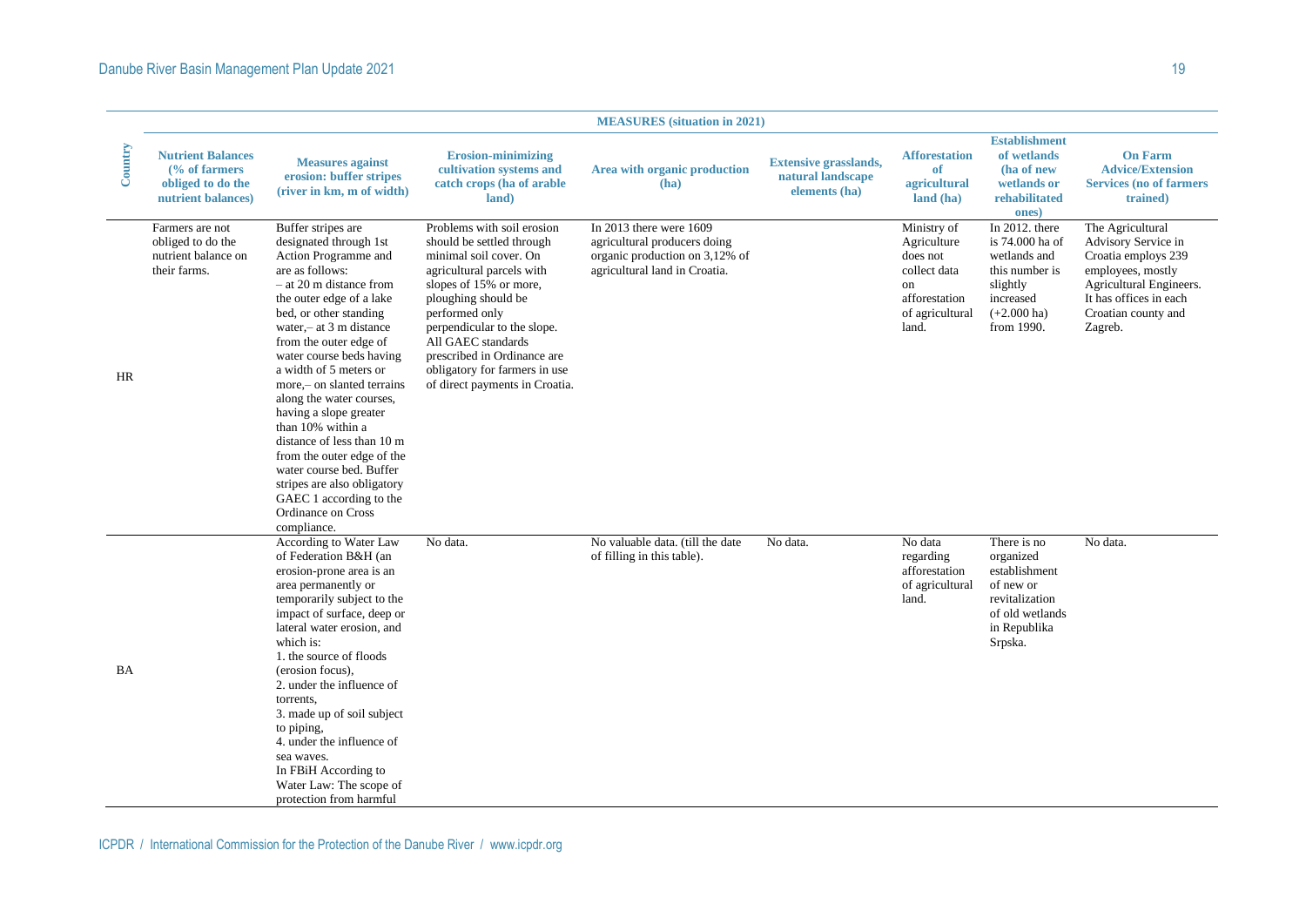| Country | MEASURES (situation in 2021) | | | | | | | |
|---|---|---|---|---|---|---|---|---|
| | Nutrient Balances (% of farmers obliged to do the nutrient balances) | Measures against erosion: buffer stripes (river in km, m of width) | Erosion-minimizing cultivation systems and catch crops (ha of arable land) | Area with organic production (ha) | Extensive grasslands, natural landscape elements (ha) | Afforestation of agricultural land (ha) | Establishment of wetlands (ha of new wetlands or rehabilitated ones) | On Farm Advice/Extension Services (no of farmers trained) |
| HR | Farmers are not obliged to do the nutrient balance on their farms. | Buffer stripes are designated through 1st Action Programme and are as follows: – at 20 m distance from the outer edge of a lake bed, or other standing water,– at 3 m distance from the outer edge of water course beds having a width of 5 meters or more,– on slanted terrains along the water courses, having a slope greater than 10% within a distance of less than 10 m from the outer edge of the water course bed. Buffer stripes are also obligatory GAEC 1 according to the Ordinance on Cross compliance. | Problems with soil erosion should be settled through minimal soil cover. On agricultural parcels with slopes of 15% or more, ploughing should be performed only perpendicular to the slope. All GAEC standards prescribed in Ordinance are obligatory for farmers in use of direct payments in Croatia. | In 2013 there were 1609 agricultural producers doing organic production on 3,12% of agricultural land in Croatia. | | Ministry of Agriculture does not collect data on afforestation of agricultural land. | In 2012. there is 74.000 ha of wetlands and this number is slightly increased (+2.000 ha) from 1990. | The Agricultural Advisory Service in Croatia employs 239 employees, mostly Agricultural Engineers. It has offices in each Croatian county and Zagreb. |
| BA | | According to Water Law of Federation B&H (an erosion-prone area is an area permanently or temporarily subject to the impact of surface, deep or lateral water erosion, and which is: 1. the source of floods (erosion focus), 2. under the influence of torrents, 3. made up of soil subject to piping, 4. under the influence of sea waves. In FBiH According to Water Law: The scope of protection from harmful | No data. | No valuable data. (till the date of filling in this table). | No data. | No data regarding afforestation of agricultural land. | There is no organized establishment of new or revitalization of old wetlands in Republika Srpska. | No data. |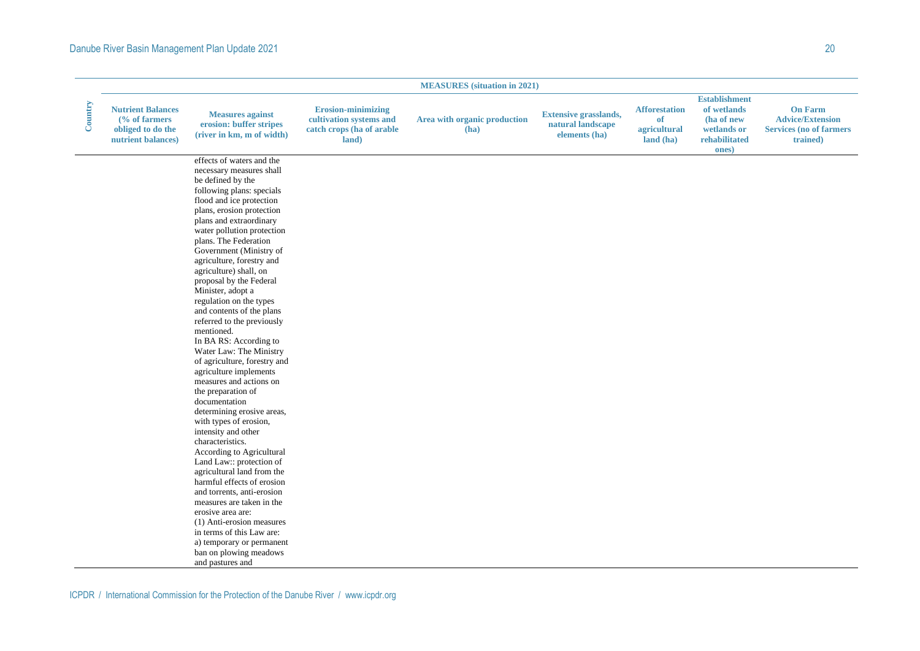| Country | MEASURES (situation in 2021) | | | | | | | |
|---|---|---|---|---|---|---|---|---|
| | Nutrient Balances (% of farmers obliged to do the nutrient balances) | Measures against erosion: buffer stripes (river in km, m of width) | Erosion-minimizing cultivation systems and catch crops (ha of arable land) | Area with organic production (ha) | Extensive grasslands, natural landscape elements (ha) | Afforestation of agricultural land (ha) | Establishment of wetlands (ha of new wetlands or rehabilitated ones) | On Farm Advice/Extension Services (no of farmers trained) |
| | | effects of waters and the necessary measures shall be defined by the following plans: specials flood and ice protection plans, erosion protection plans and extraordinary water pollution protection plans. The Federation Government (Ministry of agriculture, forestry and agriculture) shall, on proposal by the Federal Minister, adopt a regulation on the types and contents of the plans referred to the previously mentioned.<br>In BA RS: According to Water Law: The Ministry of agriculture, forestry and agriculture implements measures and actions on the preparation of documentation determining erosive areas, with types of erosion, intensity and other characteristics.<br>According to Agricultural Land Law:: protection of agricultural land from the harmful effects of erosion and torrents, anti-erosion measures are taken in the erosive area are:<br>(1) Anti-erosion measures in terms of this Law are:<br>a) temporary or permanent ban on plowing meadows and pastures and | | | | | | |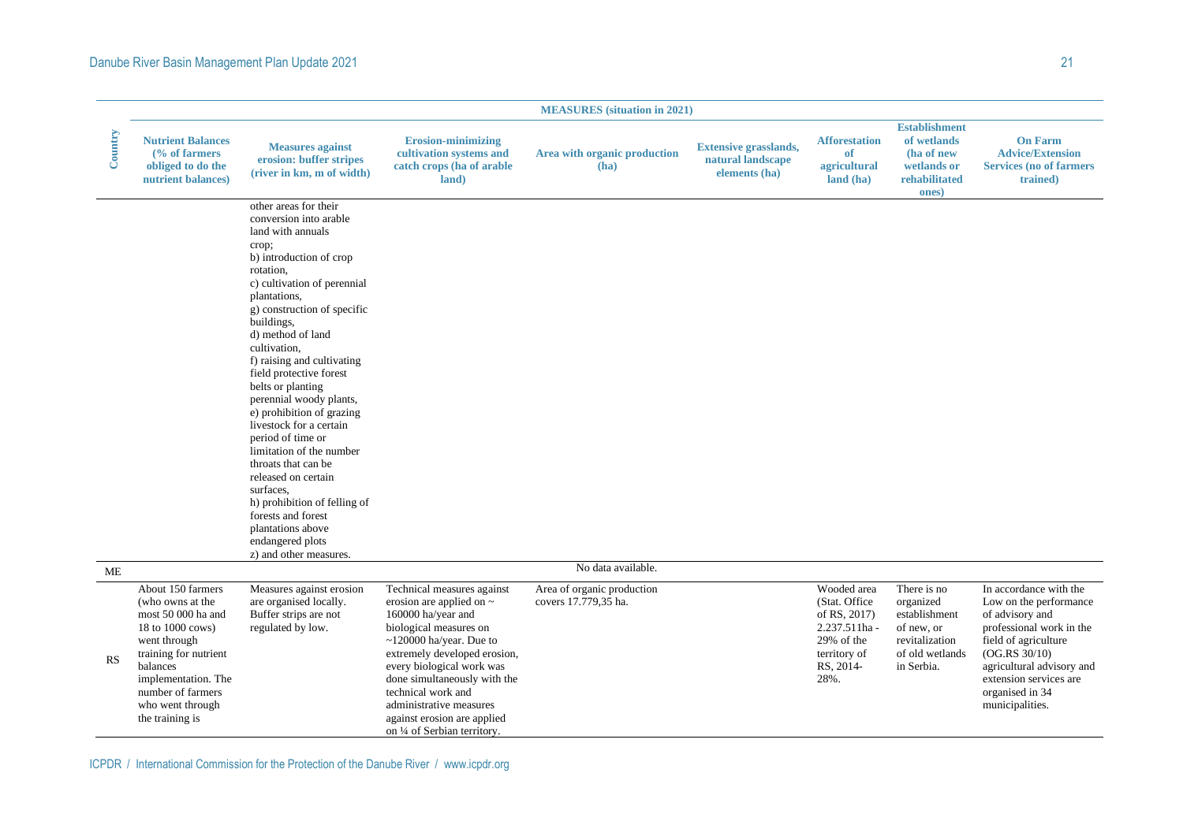| Country | MEASURES (situation in 2021) | | | | | | | |
|---|---|---|---|---|---|---|---|---|
| | Nutrient Balances (% of farmers obliged to do the nutrient balances) | Measures against erosion: buffer stripes (river in km, m of width) | Erosion-minimizing cultivation systems and catch crops (ha of arable land) | Area with organic production (ha) | Extensive grasslands, natural landscape elements (ha) | Afforestation of agricultural land (ha) | Establishment of wetlands (ha of new wetlands or rehabilitated ones) | On Farm Advice/Extension Services (no of farmers trained) |
| | | other areas for their conversion into arable land with annuals crop; b) introduction of crop rotation, c) cultivation of perennial plantations, g) construction of specific buildings, d) method of land cultivation, f) raising and cultivating field protective forest belts or planting perennial woody plants, e) prohibition of grazing livestock for a certain period of time or limitation of the number throats that can be released on certain surfaces, h) prohibition of felling of forests and forest plantations above endangered plots z) and other measures. | | | | | | |
| ME | No data available. | | | | | | | |
| RS | About 150 farmers (who owns at the most 50 000 ha and 18 to 1000 cows) went through training for nutrient balances implementation. The number of farmers who went through the training is | Measures against erosion are organised locally. Buffer strips are not regulated by low. | Technical measures against erosion are applied on ~ 160000 ha/year and biological measures on ~120000 ha/year. Due to extremely developed erosion, every biological work was done simultaneously with the technical work and administrative measures against erosion are applied on ¼ of Serbian territory. | Area of organic production covers 17.779,35 ha. | | Wooded area (Stat. Office of RS, 2017) 2.237.511ha - 29% of the territory of RS, 2014- 28%. | There is no organized establishment of new, or revitalization of old wetlands in Serbia. | In accordance with the Low on the performance of advisory and professional work in the field of agriculture (OG.RS 30/10) agricultural advisory and extension services are organised in 34 municipalities. |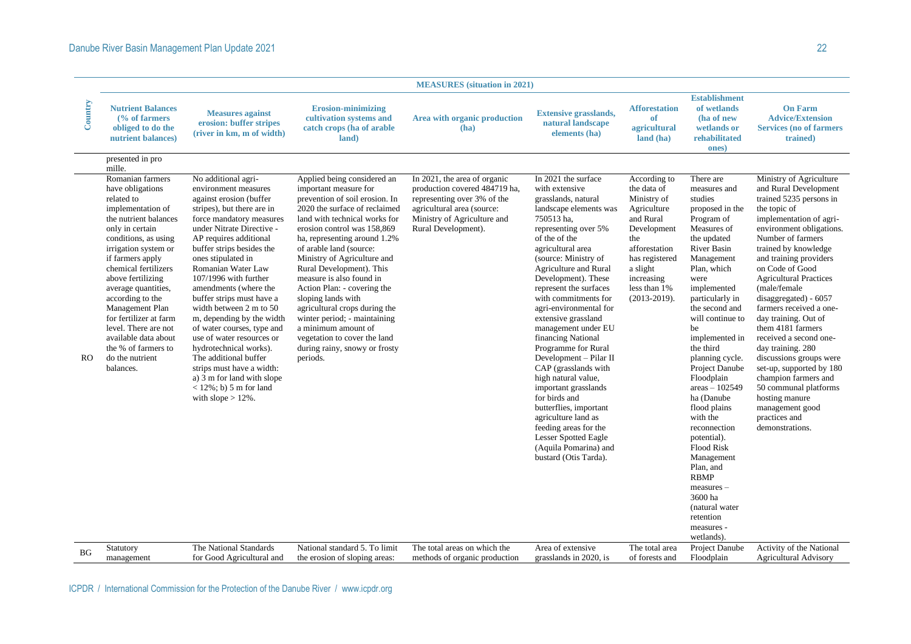| Country | MEASURES (situation in 2021) | | | | | | | |
|---|---|---|---|---|---|---|---|---|
| | **Nutrient Balances (% of farmers obliged to do the nutrient balances)** | **Measures against erosion: buffer stripes (river in km, m of width)** | **Erosion-minimizing cultivation systems and catch crops (ha of arable land)** | **Area with organic production (ha)** | **Extensive grasslands, natural landscape elements (ha)** | **Afforestation of agricultural land (ha)** | **Establishment of wetlands (ha of new wetlands or rehabilitated ones)** | **On Farm Advice/Extension Services (no of farmers trained)** |
| | presented in pro mille. | | | | | | | |
| RO | Romanian farmers have obligations related to implementation of the nutrient balances only in certain conditions, as using irrigation system or if farmers apply chemical fertilizers above fertilizing average quantities, according to the Management Plan for fertilizer at farm level. There are not available data about the % of farmers to do the nutrient balances. | No additional agri-environment measures against erosion (buffer stripes), but there are in force mandatory measures under Nitrate Directive - AP requires additional buffer strips besides the ones stipulated in Romanian Water Law 107/1996 with further amendments (where the buffer strips must have a width between 2 m to 50 m, depending by the width of water courses, type and use of water resources or hydrotechnical works). The additional buffer strips must have a width: a) 3 m for land with slope < 12%; b) 5 m for land with slope > 12%. | Applied being considered an important measure for prevention of soil erosion. In 2020 the surface of reclaimed land with technical works for erosion control was 158,869 ha, representing around 1.2% of arable land (source: Ministry of Agriculture and Rural Development). This measure is also found in Action Plan: - covering the sloping lands with agricultural crops during the winter period; - maintaining a minimum amount of vegetation to cover the land during rainy, snowy or frosty periods. | In 2021, the area of organic production covered 484719 ha, representing over 3% of the agricultural area (source: Ministry of Agriculture and Rural Development). | In 2021 the surface with extensive grasslands, natural landscape elements was 750513 ha, representing over 5% of the of the agricultural area (source: Ministry of Agriculture and Rural Development). These represent the surfaces with commitments for agri-environmental for extensive grassland management under EU financing National Programme for Rural Development – Pilar II CAP (grasslands with high natural value, important grasslands for birds and butterflies, important agriculture land as feeding areas for the Lesser Spotted Eagle (Aquila Pomarina) and bustard (Otis Tarda). | According to the data of Ministry of Agriculture and Rural Development the afforestation has registered a slight increasing less than 1% (2013-2019). | There are measures and studies proposed in the Program of Measures of the updated River Basin Management Plan, which were implemented particularly in the second and will continue to be implemented in the third planning cycle. Project Danube Floodplain areas – 102549 ha (Danube flood plains with the reconnection potential). Flood Risk Management Plan, and RBMP measures – 3600 ha (natural water retention measures - wetlands). | Ministry of Agriculture and Rural Development trained 5235 persons in the topic of implementation of agri-environment obligations. Number of farmers trained by knowledge and training providers on Code of Good Agricultural Practices (male/female disaggregated) - 6057 farmers received a one-day training. Out of them 4181 farmers received a second one-day training. 280 discussions groups were set-up, supported by 180 champion farmers and 50 communal platforms hosting manure management good practices and demonstrations. |
| BG | Statutory management | The National Standards for Good Agricultural and | National standard 5. To limit the erosion of sloping areas: | The total areas on which the methods of organic production | Area of extensive grasslands in 2020, is | The total area of forests and | Project Danube Floodplain | Activity of the National Agricultural Advisory |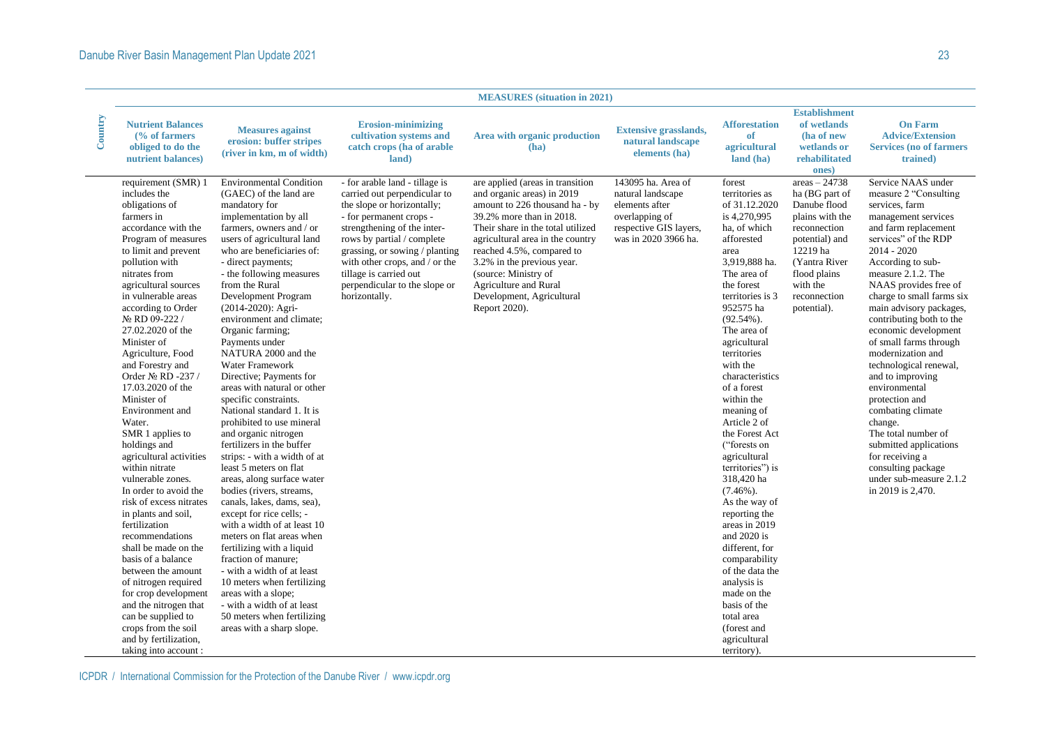| Country | MEASURES (situation in 2021) | | | | | | | |
|---|---|---|---|---|---|---|---|---|
| | **Nutrient Balances (% of farmers obliged to do the nutrient balances)** | **Measures against erosion: buffer stripes (river in km, m of width)** | **Erosion-minimizing cultivation systems and catch crops (ha of arable land)** | **Area with organic production (ha)** | **Extensive grasslands, natural landscape elements (ha)** | **Afforestation of agricultural land (ha)** | **Establishment of wetlands (ha of new wetlands or rehabilitated ones)** | **On Farm Advice/Extension Services (no of farmers trained)** |
| | requirement (SMR) 1 includes the obligations of farmers in accordance with the Program of measures to limit and prevent pollution with nitrates from agricultural sources in vulnerable areas according to Order № RD 09-222 / 27.02.2020 of the Minister of Agriculture, Food and Forestry and Order № RD -237 / 17.03.2020 of the Minister of Environment and Water. SMR 1 applies to holdings and agricultural activities within nitrate vulnerable zones. In order to avoid the risk of excess nitrates in plants and soil, fertilization recommendations shall be made on the basis of a balance between the amount of nitrogen required for crop development and the nitrogen that can be supplied to crops from the soil and by fertilization, taking into account : | Environmental Condition (GAEC) of the land are mandatory for implementation by all farmers, owners and / or users of agricultural land who are beneficiaries of: - direct payments; - the following measures from the Rural Development Program (2014-2020): Agri-environment and climate; Organic farming; Payments under NATURA 2000 and the Water Framework Directive; Payments for areas with natural or other specific constraints. National standard 1. It is prohibited to use mineral and organic nitrogen fertilizers in the buffer strips: - with a width of at least 5 meters on flat areas, along surface water bodies (rivers, streams, canals, lakes, dams, sea), except for rice cells; - with a width of at least 10 meters on flat areas when fertilizing with a liquid fraction of manure; - with a width of at least 10 meters when fertilizing areas with a slope; - with a width of at least 50 meters when fertilizing areas with a sharp slope. | - for arable land - tillage is carried out perpendicular to the slope or horizontally; - for permanent crops - strengthening of the inter-rows by partial / complete grassing, or sowing / planting with other crops, and / or the tillage is carried out perpendicular to the slope or horizontally. | are applied (areas in transition and organic areas) in 2019 amount to 226 thousand ha - by 39.2% more than in 2018. Their share in the total utilized agricultural area in the country reached 4.5%, compared to 3.2% in the previous year. (source: Ministry of Agriculture and Rural Development, Agricultural Report 2020). | 143095 ha. Area of natural landscape elements after overlapping of respective GIS layers, was in 2020 3966 ha. | forest territories as of 31.12.2020 is 4,270,995 ha, of which afforested area 3,919,888 ha. The area of the forest territories is 3 952575 ha (92.54%). The area of agricultural territories with the characteristics of a forest within the meaning of Article 2 of the Forest Act ("forests on agricultural territories") is 318,420 ha (7.46%). As the way of reporting the areas in 2019 and 2020 is different, for comparability of the data the analysis is made on the basis of the total area (forest and agricultural territory). | areas – 24738 ha (BG part of Danube flood plains with the reconnection potential) and 12219 ha (Yantra River flood plains with the reconnection potential). | Service NAAS under measure 2 "Consulting services, farm management services and farm replacement services" of the RDP 2014 - 2020 According to sub-measure 2.1.2. The NAAS provides free of charge to small farms six main advisory packages, contributing both to the economic development of small farms through modernization and technological renewal, and to improving environmental protection and combating climate change. The total number of submitted applications for receiving a consulting package under sub-measure 2.1.2 in 2019 is 2,470. |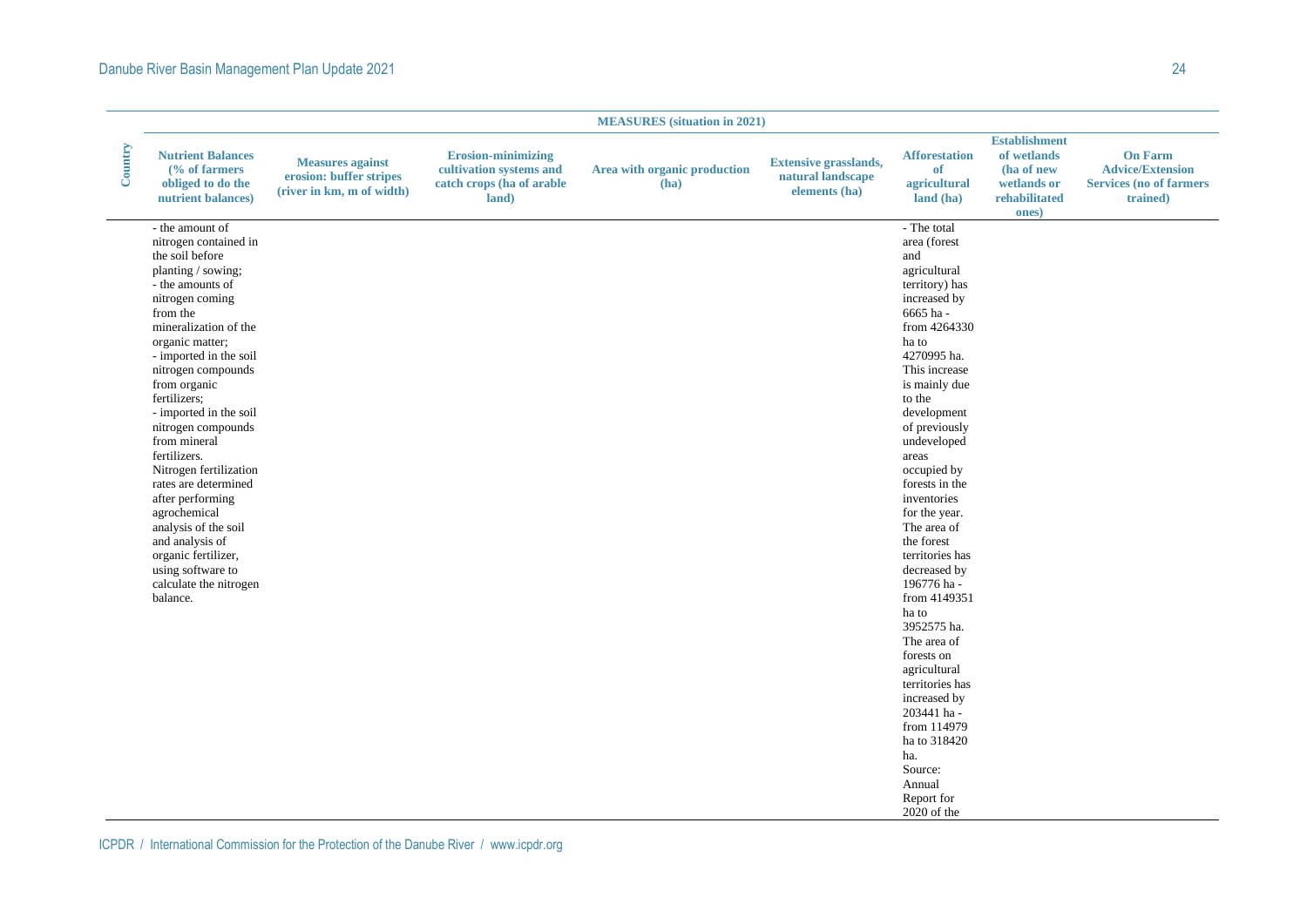| Country | MEASURES (situation in 2021) | | | | | | | |
|---|---|---|---|---|---|---|---|---|
| | **Nutrient Balances (% of farmers obliged to do the nutrient balances)** | **Measures against erosion: buffer stripes (river in km, m of width)** | **Erosion-minimizing cultivation systems and catch crops (ha of arable land)** | **Area with organic production (ha)** | **Extensive grasslands, natural landscape elements (ha)** | **Afforestation of agricultural land (ha)** | **Establishment of wetlands (ha of new wetlands or rehabilitated ones)** | **On Farm Advice/Extension Services (no of farmers trained)** |
| | - the amount of nitrogen contained in the soil before planting / sowing;<br>- the amounts of nitrogen coming from the mineralization of the organic matter;<br>- imported in the soil nitrogen compounds from organic fertilizers;<br>- imported in the soil nitrogen compounds from mineral fertilizers.<br>Nitrogen fertilization rates are determined after performing agrochemical analysis of the soil and analysis of organic fertilizer, using software to calculate the nitrogen balance. | | | | | - The total area (forest and agricultural territory) has increased by 6665 ha - from 4264330 ha to 4270995 ha. This increase is mainly due to the development of previously undeveloped areas occupied by forests in the inventories for the year. The area of the forest territories has decreased by 196776 ha - from 4149351 ha to 3952575 ha. The area of forests on agricultural territories has increased by 203441 ha - from 114979 ha to 318420 ha.<br>Source: Annual Report for 2020 of the | | |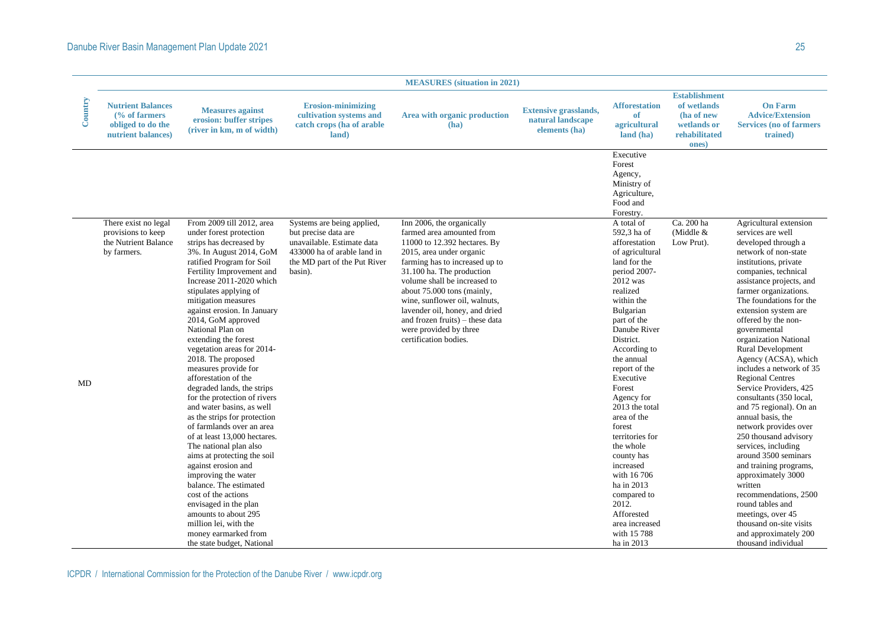| Country | MEASURES (situation in 2021) | | | | | | | |
|---|---|---|---|---|---|---|---|---|
| | Nutrient Balances (% of farmers obliged to do the nutrient balances) | Measures against erosion: buffer stripes (river in km, m of width) | Erosion-minimizing cultivation systems and catch crops (ha of arable land) | Area with organic production (ha) | Extensive grasslands, natural landscape elements (ha) | Afforestation of agricultural land (ha) | Establishment of wetlands (ha of new wetlands or rehabilitated ones) | On Farm Advice/Extension Services (no of farmers trained) |
| | | | | | | Executive Forest Agency, Ministry of Agriculture, Food and Forestry. | | |
| MD | There exist no legal provisions to keep the Nutrient Balance by farmers. | From 2009 till 2012, area under forest protection strips has decreased by 3%. In August 2014, GoM ratified Program for Soil Fertility Improvement and Increase 2011-2020 which stipulates applying of mitigation measures against erosion. In January 2014, GoM approved National Plan on extending the forest vegetation areas for 2014-2018. The proposed measures provide for afforestation of the degraded lands, the strips for the protection of rivers and water basins, as well as the strips for protection of farmlands over an area of at least 13,000 hectares. The national plan also aims at protecting the soil against erosion and improving the water balance. The estimated cost of the actions envisaged in the plan amounts to about 295 million lei, with the money earmarked from the state budget, National | Systems are being applied, but precise data are unavailable. Estimate data 433000 ha of arable land in the MD part of the Put River basin). | Inn 2006, the organically farmed area amounted from 11000 to 12.392 hectares. By 2015, area under organic farming has to increased up to 31.100 ha. The production volume shall be increased to about 75.000 tons (mainly, wine, sunflower oil, walnuts, lavender oil, honey, and dried and frozen fruits) – these data were provided by three certification bodies. | | A total of 592,3 ha of afforestation of agricultural land for the period 2007-2012 was realized within the Bulgarian part of the Danube River District. According to the annual report of the Executive Forest Agency for 2013 the total area of the forest territories for the whole county has increased with 16 706 ha in 2013 compared to 2012. Afforested area increased with 15 788 ha in 2013 | Ca. 200 ha (Middle & Low Prut). | Agricultural extension services are well developed through a network of non-state institutions, private companies, technical assistance projects, and farmer organizations. The foundations for the extension system are offered by the non-governmental organization National Rural Development Agency (ACSA), which includes a network of 35 Regional Centres Service Providers, 425 consultants (350 local, and 75 regional). On an annual basis, the network provides over 250 thousand advisory services, including around 3500 seminars and training programs, approximately 3000 written recommendations, 2500 round tables and meetings, over 45 thousand on-site visits and approximately 200 thousand individual |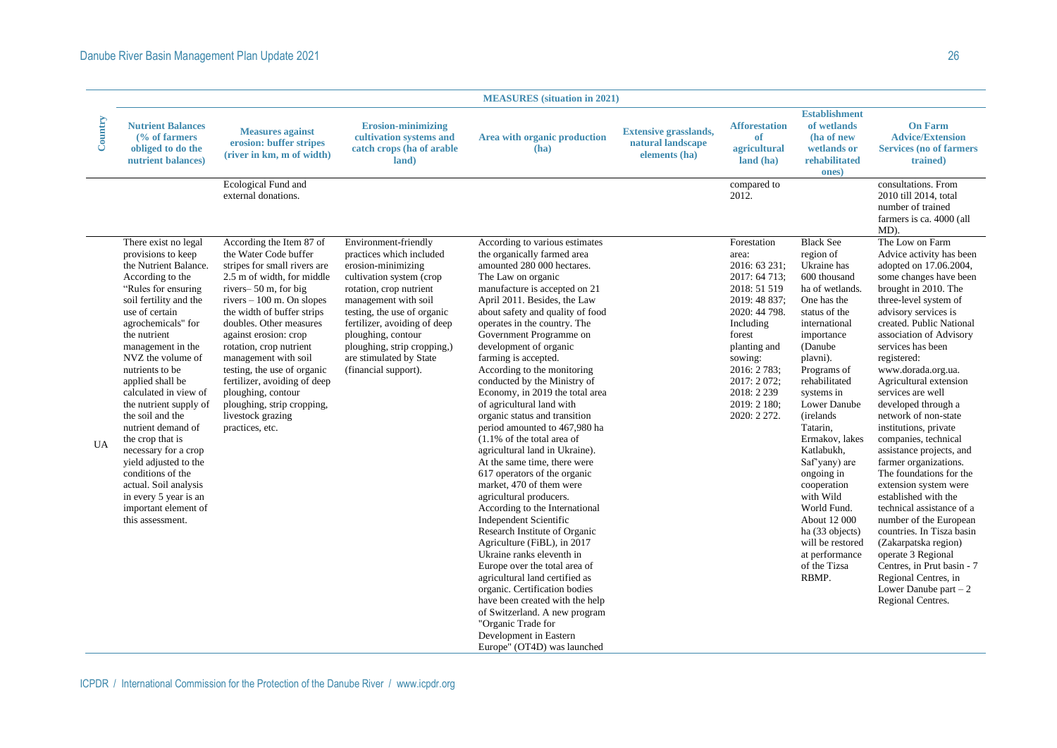| Country | MEASURES (situation in 2021) | | | | | | | |
|---|---|---|---|---|---|---|---|---|
| | Nutrient Balances (% of farmers obliged to do the nutrient balances) | Measures against erosion: buffer stripes (river in km, m of width) | Erosion-minimizing cultivation systems and catch crops (ha of arable land) | Area with organic production (ha) | Extensive grasslands, natural landscape elements (ha) | Afforestation of agricultural land (ha) | Establishment of wetlands (ha of new wetlands or rehabilitated ones) | On Farm Advice/Extension Services (no of farmers trained) |
| | | Ecological Fund and external donations. | | | | compared to 2012. | | consultations. From 2010 till 2014, total number of trained farmers is ca. 4000 (all MD). |
| UA | There exist no legal provisions to keep the Nutrient Balance. According to the "Rules for ensuring soil fertility and the use of certain agrochemicals" for the nutrient management in the NVZ the volume of nutrients to be applied shall be calculated in view of the nutrient supply of the soil and the nutrient demand of the crop that is necessary for a crop yield adjusted to the conditions of the actual. Soil analysis in every 5 year is an important element of this assessment. | According the Item 87 of the Water Code buffer stripes for small rivers are 2.5 m of width, for middle rivers– 50 m, for big rivers – 100 m. On slopes the width of buffer strips doubles. Other measures against erosion: crop rotation, crop nutrient management with soil testing, the use of organic fertilizer, avoiding of deep ploughing, contour ploughing, strip cropping, livestock grazing practices, etc. | Environment-friendly practices which included erosion-minimizing cultivation system (crop rotation, crop nutrient management with soil testing, the use of organic fertilizer, avoiding of deep ploughing, contour ploughing, strip cropping,) are stimulated by State (financial support). | According to various estimates the organically farmed area amounted 280 000 hectares. The Law on organic manufacture is accepted on 21 April 2011. Besides, the Law about safety and quality of food operates in the country. The Government Programme on development of organic farming is accepted. According to the monitoring conducted by the Ministry of Economy, in 2019 the total area of agricultural land with organic status and transition period amounted to 467,980 ha (1.1% of the total area of agricultural land in Ukraine). At the same time, there were 617 operators of the organic market, 470 of them were agricultural producers. According to the International Independent Scientific Research Institute of Organic Agriculture (FiBL), in 2017 Ukraine ranks eleventh in Europe over the total area of agricultural land certified as organic. Certification bodies have been created with the help of Switzerland. A new program "Organic Trade for Development in Eastern Europe" (OT4D) was launched | | Forestation area: 2016: 63 231; 2017: 64 713; 2018: 51 519 2019: 48 837; 2020: 44 798. Including forest planting and sowing: 2016: 2 783; 2017: 2 072; 2018: 2 239 2019: 2 180; 2020: 2 272. | Black See region of Ukraine has 600 thousand ha of wetlands. One has the status of the international importance (Danube plavni). Programs of rehabilitated systems in Lower Danube (irelands Tatarin, Ermakov, lakes Katlabukh, Saf'yany) are ongoing in cooperation with Wild World Fund. About 12 000 ha (33 objects) will be restored at performance of the Tizsa RBMP. | The Low on Farm Advice activity has been adopted on 17.06.2004, some changes have been brought in 2010. The three-level system of advisory services is created. Public National association of Advisory services has been registered: www.dorada.org.ua. Agricultural extension services are well developed through a network of non-state institutions, private companies, technical assistance projects, and farmer organizations. The foundations for the extension system were established with the technical assistance of a number of the European countries. In Tisza basin (Zakarpatska region) operate 3 Regional Centres, in Prut basin - 7 Regional Centres, in Lower Danube part – 2 Regional Centres. |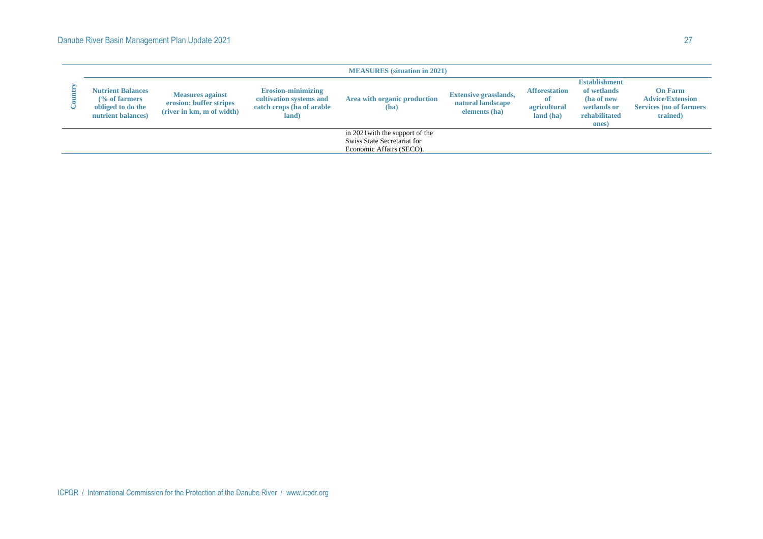| Country | MEASURES (situation in 2021) | | | | | | | |
|---|---|---|---|---|---|---|---|---|
| | Nutrient Balances (% of farmers obliged to do the nutrient balances) | Measures against erosion: buffer stripes (river in km, m of width) | Erosion-minimizing cultivation systems and catch crops (ha of arable land) | Area with organic production (ha) | Extensive grasslands, natural landscape elements (ha) | Afforestation of agricultural land (ha) | Establishment of wetlands (ha of new wetlands or rehabilitated ones) | On Farm Advice/Extension Services (no of farmers trained) |
| | | | | in 2021with the support of the Swiss State Secretariat for Economic Affairs (SECO). | | | | |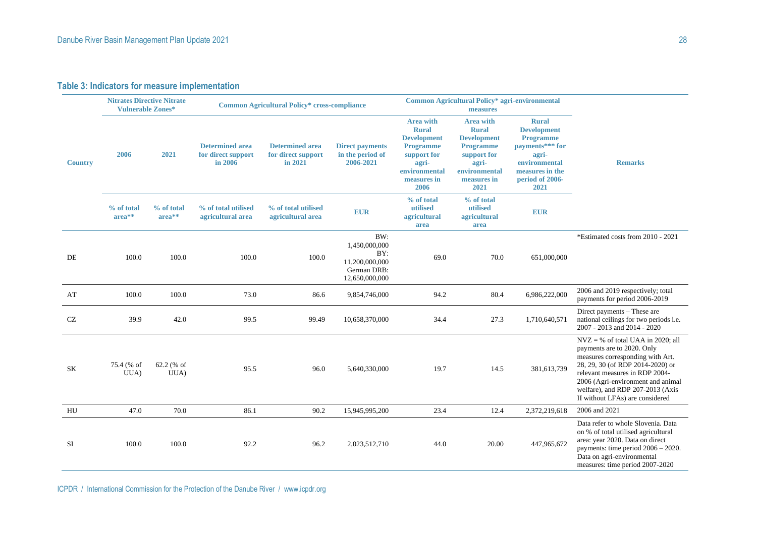## Table 3: Indicators for measure implementation

| Country | Nitrates Directive Nitrate Vulnerable Zones* | | Common Agricultural Policy* cross-compliance | | | Common Agricultural Policy* agri-environmental measures | | | Remarks |
|---|---|---|---|---|---|---|---|---|---|
| | 2006 | 2021 | Determined area for direct support in 2006 | Determined area for direct support in 2021 | Direct payments in the period of 2006-2021 | Area with Rural Development Programme support for agri-environmental measures in 2006 | Area with Rural Development Programme support for agri-environmental measures in 2021 | Rural Development Programme payments*** for agri-environmental measures in the period of 2006-2021 | |
| | % of total area** | % of total area** | % of total utilised agricultural area | % of total utilised agricultural area | EUR | % of total utilised agricultural area | % of total utilised agricultural area | EUR | |
| DE | 100.0 | 100.0 | 100.0 | 100.0 | BW: 1,450,000,000 BY: 11,200,000,000 German DRB: 12,650,000,000 | 69.0 | 70.0 | 651,000,000 | *Estimated costs from 2010 - 2021 |
| AT | 100.0 | 100.0 | 73.0 | 86.6 | 9,854,746,000 | 94.2 | 80.4 | 6,986,222,000 | 2006 and 2019 respectively; total payments for period 2006-2019 |
| CZ | 39.9 | 42.0 | 99.5 | 99.49 | 10,658,370,000 | 34.4 | 27.3 | 1,710,640,571 | Direct payments – These are national ceilings for two periods i.e. 2007 - 2013 and 2014 - 2020 |
| SK | 75.4 (% of UUA) | 62.2 (% of UUA) | 95.5 | 96.0 | 5,640,330,000 | 19.7 | 14.5 | 381,613,739 | NVZ = % of total UAA in 2020; all payments are to 2020. Only measures corresponding with Art. 28, 29, 30 (of RDP 2014-2020) or relevant measures in RDP 2004-2006 (Agri-environment and animal welfare), and RDP 207-2013 (Axis II without LFAs) are considered |
| HU | 47.0 | 70.0 | 86.1 | 90.2 | 15,945,995,200 | 23.4 | 12.4 | 2,372,219,618 | 2006 and 2021 |
| SI | 100.0 | 100.0 | 92.2 | 96.2 | 2,023,512,710 | 44.0 | 20.00 | 447,965,672 | Data refer to whole Slovenia. Data on % of total utilised agricultural area: year 2020. Data on direct payments: time period 2006 – 2020. Data on agri-environmental measures: time period 2007-2020 |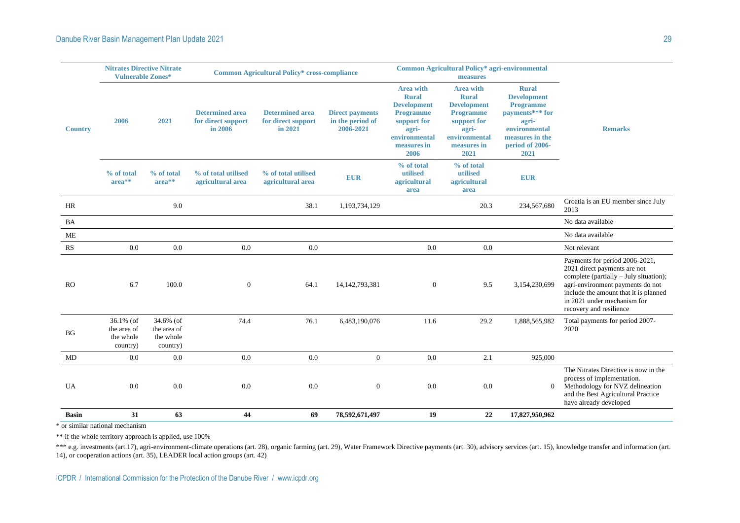| Country | Nitrates Directive Nitrate Vulnerable Zones* | | Common Agricultural Policy* cross-compliance | | | Common Agricultural Policy* agri-environmental measures | | | Remarks |
|---|---|---|---|---|---|---|---|---|---|
| | 2006 | 2021 | Determined area for direct support in 2006 | Determined area for direct support in 2021 | Direct payments in the period of 2006-2021 | Area with Rural Development Programme support for agri-environmental measures in 2006 | Area with Rural Development Programme support for agri-environmental measures in 2021 | Rural Development Programme payments*** for agri-environmental measures in the period of 2006-2021 | |
| | % of total area** | % of total area** | % of total utilised agricultural area | % of total utilised agricultural area | EUR | % of total utilised agricultural area | % of total utilised agricultural area | EUR | |
| HR | | 9.0 | | 38.1 | 1,193,734,129 | | 20.3 | 234,567,680 | Croatia is an EU member since July 2013 |
| BA | | | | | | | | | No data available |
| ME | | | | | | | | | No data available |
| RS | 0.0 | 0.0 | 0.0 | 0.0 | | 0.0 | 0.0 | | Not relevant |
| RO | 6.7 | 100.0 | 0 | 64.1 | 14,142,793,381 | 0 | 9.5 | 3,154,230,699 | Payments for period 2006-2021, 2021 direct payments are not complete (partially – July situation); agri-environment payments do not include the amount that it is planned in 2021 under mechanism for recovery and resilience |
| BG | 36.1% (of the area of the whole country) | 34.6% (of the area of the whole country) | 74.4 | 76.1 | 6,483,190,076 | 11.6 | 29.2 | 1,888,565,982 | Total payments for period 2007-2020 |
| MD | 0.0 | 0.0 | 0.0 | 0.0 | 0 | 0.0 | 2.1 | 925,000 | |
| UA | 0.0 | 0.0 | 0.0 | 0.0 | 0 | 0.0 | 0.0 | 0 | The Nitrates Directive is now in the process of implementation. Methodology for NVZ delineation and the Best Agricultural Practice have already developed |
| **Basin** | **31** | **63** | **44** | **69** | **78,592,671,497** | **19** | **22** | **17,827,950,962** | |

\* or similar national mechanism

\*\* if the whole territory approach is applied, use 100%

\*\*\* e.g. investments (art.17), agri-environment-climate operations (art. 28), organic farming (art. 29), Water Framework Directive payments (art. 30), advisory services (art. 15), knowledge transfer and information (art. 14), or cooperation actions (art. 35), LEADER local action groups (art. 42)